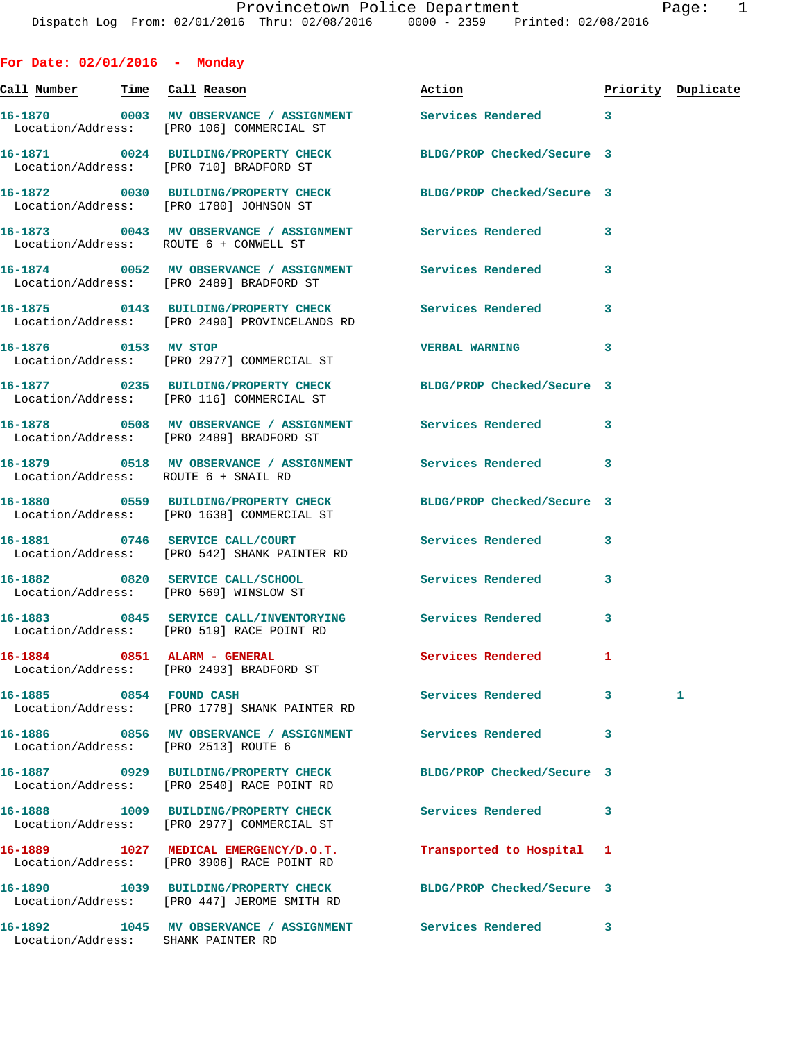Dispatch Log From: 02/01/2016 Thru: 02/08/2016 0000 - 2359 Printed: 02/08/2016

## For Date: 02/01/2016 - Monday

| Call Number | Time | Call Reason | Action | Priority | Duplicate |
|---|---|---|---|---|---|
| 16-1870 | 0003 | MV OBSERVANCE / ASSIGNMENT | Services Rendered | 3 | |
| Location/Address: | | [PRO 106] COMMERCIAL ST | | | |
| 16-1871 | 0024 | BUILDING/PROPERTY CHECK | BLDG/PROP Checked/Secure | 3 | |
| Location/Address: | | [PRO 710] BRADFORD ST | | | |
| 16-1872 | 0030 | BUILDING/PROPERTY CHECK | BLDG/PROP Checked/Secure | 3 | |
| Location/Address: | | [PRO 1780] JOHNSON ST | | | |
| 16-1873 | 0043 | MV OBSERVANCE / ASSIGNMENT | Services Rendered | 3 | |
| Location/Address: | | ROUTE 6 + CONWELL ST | | | |
| 16-1874 | 0052 | MV OBSERVANCE / ASSIGNMENT | Services Rendered | 3 | |
| Location/Address: | | [PRO 2489] BRADFORD ST | | | |
| 16-1875 | 0143 | BUILDING/PROPERTY CHECK | Services Rendered | 3 | |
| Location/Address: | | [PRO 2490] PROVINCELANDS RD | | | |
| 16-1876 | 0153 | MV STOP | VERBAL WARNING | 3 | |
| Location/Address: | | [PRO 2977] COMMERCIAL ST | | | |
| 16-1877 | 0235 | BUILDING/PROPERTY CHECK | BLDG/PROP Checked/Secure | 3 | |
| Location/Address: | | [PRO 116] COMMERCIAL ST | | | |
| 16-1878 | 0508 | MV OBSERVANCE / ASSIGNMENT | Services Rendered | 3 | |
| Location/Address: | | [PRO 2489] BRADFORD ST | | | |
| 16-1879 | 0518 | MV OBSERVANCE / ASSIGNMENT | Services Rendered | 3 | |
| Location/Address: | | ROUTE 6 + SNAIL RD | | | |
| 16-1880 | 0559 | BUILDING/PROPERTY CHECK | BLDG/PROP Checked/Secure | 3 | |
| Location/Address: | | [PRO 1638] COMMERCIAL ST | | | |
| 16-1881 | 0746 | SERVICE CALL/COURT | Services Rendered | 3 | |
| Location/Address: | | [PRO 542] SHANK PAINTER RD | | | |
| 16-1882 | 0820 | SERVICE CALL/SCHOOL | Services Rendered | 3 | |
| Location/Address: | | [PRO 569] WINSLOW ST | | | |
| 16-1883 | 0845 | SERVICE CALL/INVENTORYING | Services Rendered | 3 | |
| Location/Address: | | [PRO 519] RACE POINT RD | | | |
| 16-1884 | 0851 | ALARM - GENERAL | Services Rendered | 1 | |
| Location/Address: | | [PRO 2493] BRADFORD ST | | | |
| 16-1885 | 0854 | FOUND CASH | Services Rendered | 3 | 1 |
| Location/Address: | | [PRO 1778] SHANK PAINTER RD | | | |
| 16-1886 | 0856 | MV OBSERVANCE / ASSIGNMENT | Services Rendered | 3 | |
| Location/Address: | | [PRO 2513] ROUTE 6 | | | |
| 16-1887 | 0929 | BUILDING/PROPERTY CHECK | BLDG/PROP Checked/Secure | 3 | |
| Location/Address: | | [PRO 2540] RACE POINT RD | | | |
| 16-1888 | 1009 | BUILDING/PROPERTY CHECK | Services Rendered | 3 | |
| Location/Address: | | [PRO 2977] COMMERCIAL ST | | | |
| 16-1889 | 1027 | MEDICAL EMERGENCY/D.O.T. | Transported to Hospital | 1 | |
| Location/Address: | | [PRO 3906] RACE POINT RD | | | |
| 16-1890 | 1039 | BUILDING/PROPERTY CHECK | BLDG/PROP Checked/Secure | 3 | |
| Location/Address: | | [PRO 447] JEROME SMITH RD | | | |
| 16-1892 | 1045 | MV OBSERVANCE / ASSIGNMENT | Services Rendered | 3 | |
| Location/Address: | | SHANK PAINTER RD | | | |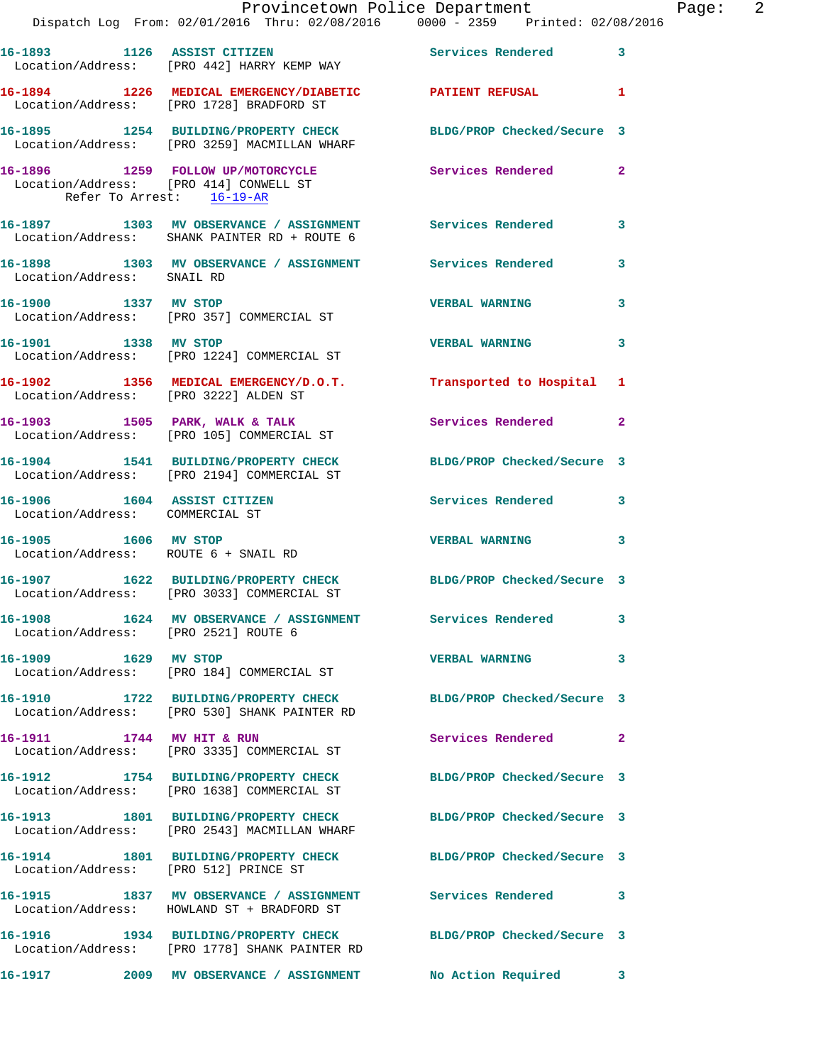16-1893 1126 ASSIST CITIZEN Services Rendered 3
Location/Address: [PRO 442] HARRY KEMP WAY

16-1894 1226 MEDICAL EMERGENCY/DIABETIC PATIENT REFUSAL 1
Location/Address: [PRO 1728] BRADFORD ST

16-1895 1254 BUILDING/PROPERTY CHECK BLDG/PROP Checked/Secure 3
Location/Address: [PRO 3259] MACMILLAN WHARF

16-1896 1259 FOLLOW UP/MOTORCYCLE Services Rendered 2
Location/Address: [PRO 414] CONWELL ST
Refer To Arrest: 16-19-AR

16-1897 1303 MV OBSERVANCE / ASSIGNMENT Services Rendered 3
Location/Address: SHANK PAINTER RD + ROUTE 6

16-1898 1303 MV OBSERVANCE / ASSIGNMENT Services Rendered 3
Location/Address: SNAIL RD

16-1900 1337 MV STOP VERBAL WARNING 3
Location/Address: [PRO 357] COMMERCIAL ST

16-1901 1338 MV STOP VERBAL WARNING 3
Location/Address: [PRO 1224] COMMERCIAL ST

16-1902 1356 MEDICAL EMERGENCY/D.O.T. Transported to Hospital 1
Location/Address: [PRO 3222] ALDEN ST

16-1903 1505 PARK, WALK & TALK Services Rendered 2
Location/Address: [PRO 105] COMMERCIAL ST

16-1904 1541 BUILDING/PROPERTY CHECK BLDG/PROP Checked/Secure 3
Location/Address: [PRO 2194] COMMERCIAL ST

16-1906 1604 ASSIST CITIZEN Services Rendered 3
Location/Address: COMMERCIAL ST

16-1905 1606 MV STOP VERBAL WARNING 3
Location/Address: ROUTE 6 + SNAIL RD

16-1907 1622 BUILDING/PROPERTY CHECK BLDG/PROP Checked/Secure 3
Location/Address: [PRO 3033] COMMERCIAL ST

16-1908 1624 MV OBSERVANCE / ASSIGNMENT Services Rendered 3
Location/Address: [PRO 2521] ROUTE 6

16-1909 1629 MV STOP VERBAL WARNING 3
Location/Address: [PRO 184] COMMERCIAL ST

16-1910 1722 BUILDING/PROPERTY CHECK BLDG/PROP Checked/Secure 3
Location/Address: [PRO 530] SHANK PAINTER RD

16-1911 1744 MV HIT & RUN Services Rendered 2
Location/Address: [PRO 3335] COMMERCIAL ST

16-1912 1754 BUILDING/PROPERTY CHECK BLDG/PROP Checked/Secure 3
Location/Address: [PRO 1638] COMMERCIAL ST

16-1913 1801 BUILDING/PROPERTY CHECK BLDG/PROP Checked/Secure 3
Location/Address: [PRO 2543] MACMILLAN WHARF

16-1914 1801 BUILDING/PROPERTY CHECK BLDG/PROP Checked/Secure 3
Location/Address: [PRO 512] PRINCE ST

16-1915 1837 MV OBSERVANCE / ASSIGNMENT Services Rendered 3
Location/Address: HOWLAND ST + BRADFORD ST

16-1916 1934 BUILDING/PROPERTY CHECK BLDG/PROP Checked/Secure 3
Location/Address: [PRO 1778] SHANK PAINTER RD

16-1917 2009 MV OBSERVANCE / ASSIGNMENT No Action Required 3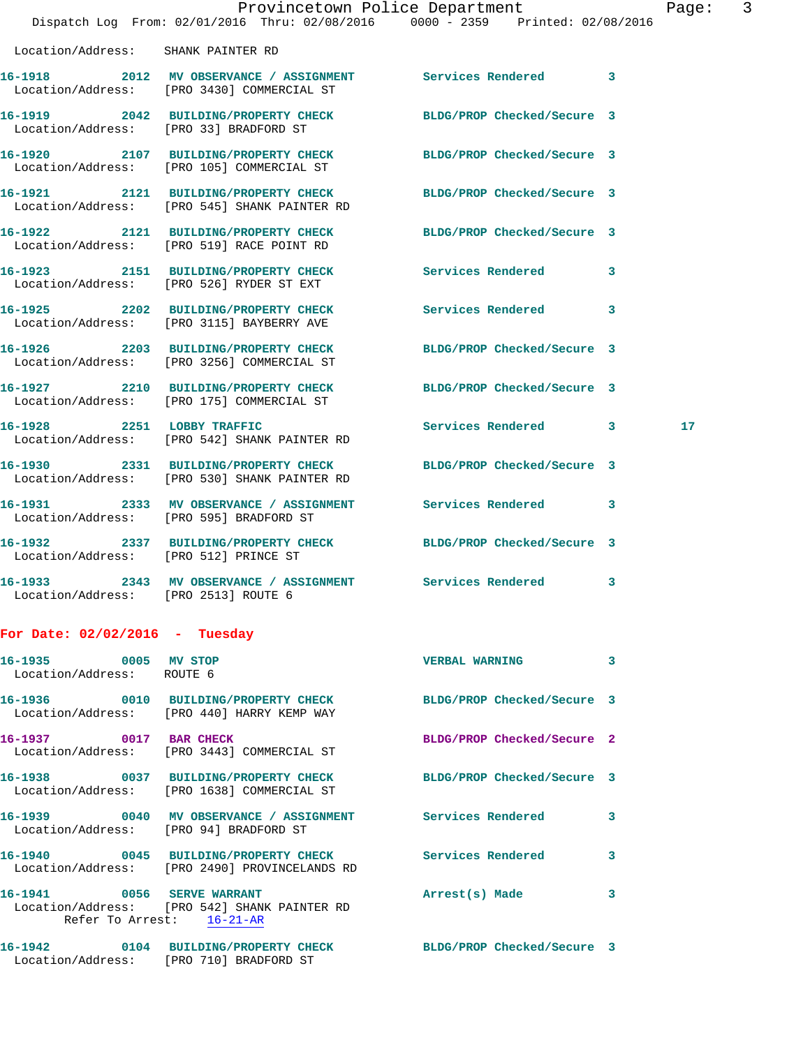Location/Address: SHANK PAINTER RD

16-1918 2012 MV OBSERVANCE / ASSIGNMENT Services Rendered 3
Location/Address: [PRO 3430] COMMERCIAL ST

16-1919 2042 BUILDING/PROPERTY CHECK BLDG/PROP Checked/Secure 3
Location/Address: [PRO 33] BRADFORD ST

16-1920 2107 BUILDING/PROPERTY CHECK BLDG/PROP Checked/Secure 3
Location/Address: [PRO 105] COMMERCIAL ST

16-1921 2121 BUILDING/PROPERTY CHECK BLDG/PROP Checked/Secure 3
Location/Address: [PRO 545] SHANK PAINTER RD

16-1922 2121 BUILDING/PROPERTY CHECK BLDG/PROP Checked/Secure 3
Location/Address: [PRO 519] RACE POINT RD

16-1923 2151 BUILDING/PROPERTY CHECK Services Rendered 3
Location/Address: [PRO 526] RYDER ST EXT

16-1925 2202 BUILDING/PROPERTY CHECK Services Rendered 3
Location/Address: [PRO 3115] BAYBERRY AVE

16-1926 2203 BUILDING/PROPERTY CHECK BLDG/PROP Checked/Secure 3
Location/Address: [PRO 3256] COMMERCIAL ST

16-1927 2210 BUILDING/PROPERTY CHECK BLDG/PROP Checked/Secure 3
Location/Address: [PRO 175] COMMERCIAL ST

16-1928 2251 LOBBY TRAFFIC Services Rendered 3 17
Location/Address: [PRO 542] SHANK PAINTER RD

16-1930 2331 BUILDING/PROPERTY CHECK BLDG/PROP Checked/Secure 3
Location/Address: [PRO 530] SHANK PAINTER RD

16-1931 2333 MV OBSERVANCE / ASSIGNMENT Services Rendered 3
Location/Address: [PRO 595] BRADFORD ST

16-1932 2337 BUILDING/PROPERTY CHECK BLDG/PROP Checked/Secure 3
Location/Address: [PRO 512] PRINCE ST

16-1933 2343 MV OBSERVANCE / ASSIGNMENT Services Rendered 3
Location/Address: [PRO 2513] ROUTE 6

**For Date: 02/02/2016 - Tuesday**

16-1935 0005 MV STOP VERBAL WARNING 3
Location/Address: ROUTE 6

16-1936 0010 BUILDING/PROPERTY CHECK BLDG/PROP Checked/Secure 3
Location/Address: [PRO 440] HARRY KEMP WAY

16-1937 0017 BAR CHECK BLDG/PROP Checked/Secure 2
Location/Address: [PRO 3443] COMMERCIAL ST

16-1938 0037 BUILDING/PROPERTY CHECK BLDG/PROP Checked/Secure 3
Location/Address: [PRO 1638] COMMERCIAL ST

16-1939 0040 MV OBSERVANCE / ASSIGNMENT Services Rendered 3
Location/Address: [PRO 94] BRADFORD ST

16-1940 0045 BUILDING/PROPERTY CHECK Services Rendered 3
Location/Address: [PRO 2490] PROVINCELANDS RD

16-1941 0056 SERVE WARRANT Arrest(s) Made 3
Location/Address: [PRO 542] SHANK PAINTER RD
Refer To Arrest: 16-21-AR

16-1942 0104 BUILDING/PROPERTY CHECK BLDG/PROP Checked/Secure 3
Location/Address: [PRO 710] BRADFORD ST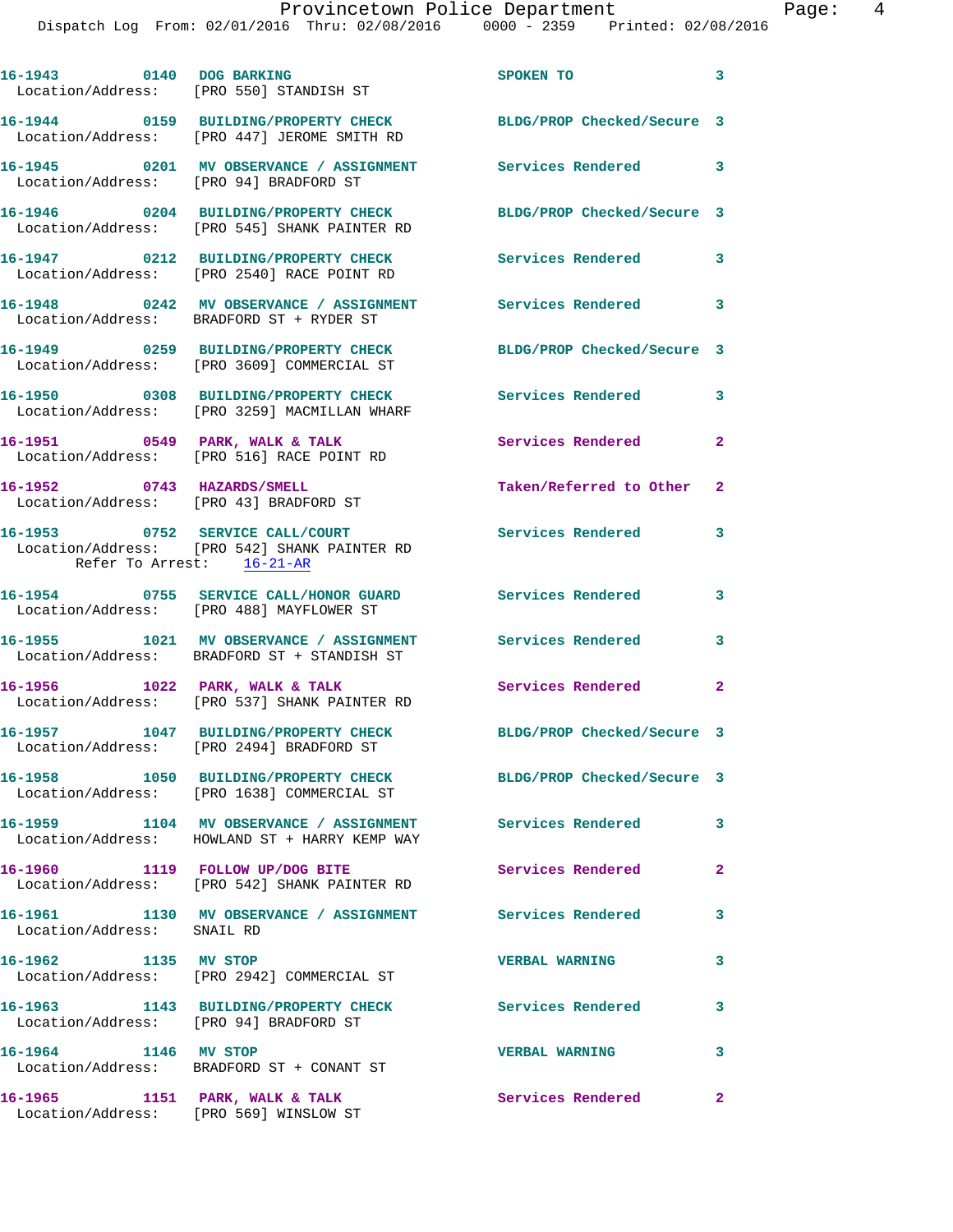16-1943 0140 DOG BARKING SPOKEN TO 3
Location/Address: [PRO 550] STANDISH ST

16-1944 0159 BUILDING/PROPERTY CHECK BLDG/PROP Checked/Secure 3
Location/Address: [PRO 447] JEROME SMITH RD

16-1945 0201 MV OBSERVANCE / ASSIGNMENT Services Rendered 3
Location/Address: [PRO 94] BRADFORD ST

16-1946 0204 BUILDING/PROPERTY CHECK BLDG/PROP Checked/Secure 3
Location/Address: [PRO 545] SHANK PAINTER RD

16-1947 0212 BUILDING/PROPERTY CHECK Services Rendered 3
Location/Address: [PRO 2540] RACE POINT RD

16-1948 0242 MV OBSERVANCE / ASSIGNMENT Services Rendered 3
Location/Address: BRADFORD ST + RYDER ST

16-1949 0259 BUILDING/PROPERTY CHECK BLDG/PROP Checked/Secure 3
Location/Address: [PRO 3609] COMMERCIAL ST

16-1950 0308 BUILDING/PROPERTY CHECK Services Rendered 3
Location/Address: [PRO 3259] MACMILLAN WHARF

16-1951 0549 PARK, WALK & TALK Services Rendered 2
Location/Address: [PRO 516] RACE POINT RD

16-1952 0743 HAZARDS/SMELL Taken/Referred to Other 2
Location/Address: [PRO 43] BRADFORD ST

16-1953 0752 SERVICE CALL/COURT Services Rendered 3
Location/Address: [PRO 542] SHANK PAINTER RD
Refer To Arrest: 16-21-AR

16-1954 0755 SERVICE CALL/HONOR GUARD Services Rendered 3
Location/Address: [PRO 488] MAYFLOWER ST

16-1955 1021 MV OBSERVANCE / ASSIGNMENT Services Rendered 3
Location/Address: BRADFORD ST + STANDISH ST

16-1956 1022 PARK, WALK & TALK Services Rendered 2
Location/Address: [PRO 537] SHANK PAINTER RD

16-1957 1047 BUILDING/PROPERTY CHECK BLDG/PROP Checked/Secure 3
Location/Address: [PRO 2494] BRADFORD ST

16-1958 1050 BUILDING/PROPERTY CHECK BLDG/PROP Checked/Secure 3
Location/Address: [PRO 1638] COMMERCIAL ST

16-1959 1104 MV OBSERVANCE / ASSIGNMENT Services Rendered 3
Location/Address: HOWLAND ST + HARRY KEMP WAY

16-1960 1119 FOLLOW UP/DOG BITE Services Rendered 2
Location/Address: [PRO 542] SHANK PAINTER RD

16-1961 1130 MV OBSERVANCE / ASSIGNMENT Services Rendered 3
Location/Address: SNAIL RD

16-1962 1135 MV STOP VERBAL WARNING 3
Location/Address: [PRO 2942] COMMERCIAL ST

16-1963 1143 BUILDING/PROPERTY CHECK Services Rendered 3
Location/Address: [PRO 94] BRADFORD ST

16-1964 1146 MV STOP VERBAL WARNING 3
Location/Address: BRADFORD ST + CONANT ST

16-1965 1151 PARK, WALK & TALK Services Rendered 2
Location/Address: [PRO 569] WINSLOW ST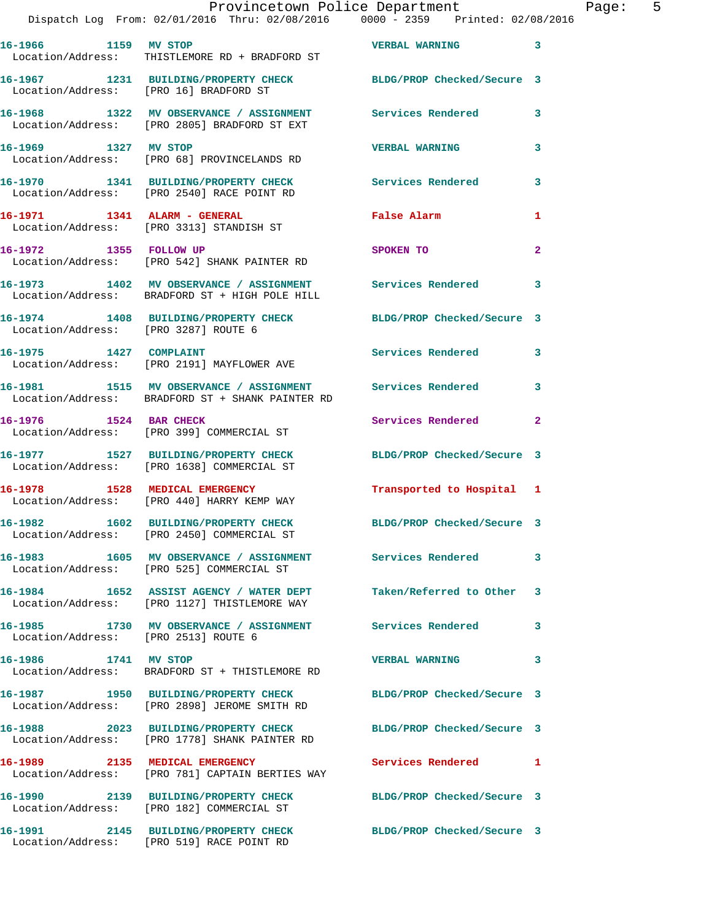16-1966 1159 MV STOP VERBAL WARNING 3
Location/Address: THISTLEMORE RD + BRADFORD ST

16-1967 1231 BUILDING/PROPERTY CHECK BLDG/PROP Checked/Secure 3
Location/Address: [PRO 16] BRADFORD ST

16-1968 1322 MV OBSERVANCE / ASSIGNMENT Services Rendered 3
Location/Address: [PRO 2805] BRADFORD ST EXT

16-1969 1327 MV STOP VERBAL WARNING 3
Location/Address: [PRO 68] PROVINCELANDS RD

16-1970 1341 BUILDING/PROPERTY CHECK Services Rendered 3
Location/Address: [PRO 2540] RACE POINT RD

16-1971 1341 ALARM - GENERAL False Alarm 1
Location/Address: [PRO 3313] STANDISH ST

16-1972 1355 FOLLOW UP SPOKEN TO 2
Location/Address: [PRO 542] SHANK PAINTER RD

16-1973 1402 MV OBSERVANCE / ASSIGNMENT Services Rendered 3
Location/Address: BRADFORD ST + HIGH POLE HILL

16-1974 1408 BUILDING/PROPERTY CHECK BLDG/PROP Checked/Secure 3
Location/Address: [PRO 3287] ROUTE 6

16-1975 1427 COMPLAINT Services Rendered 3
Location/Address: [PRO 2191] MAYFLOWER AVE

16-1981 1515 MV OBSERVANCE / ASSIGNMENT Services Rendered 3
Location/Address: BRADFORD ST + SHANK PAINTER RD

16-1976 1524 BAR CHECK Services Rendered 2
Location/Address: [PRO 399] COMMERCIAL ST

16-1977 1527 BUILDING/PROPERTY CHECK BLDG/PROP Checked/Secure 3
Location/Address: [PRO 1638] COMMERCIAL ST

16-1978 1528 MEDICAL EMERGENCY Transported to Hospital 1
Location/Address: [PRO 440] HARRY KEMP WAY

16-1982 1602 BUILDING/PROPERTY CHECK BLDG/PROP Checked/Secure 3
Location/Address: [PRO 2450] COMMERCIAL ST

16-1983 1605 MV OBSERVANCE / ASSIGNMENT Services Rendered 3
Location/Address: [PRO 525] COMMERCIAL ST

16-1984 1652 ASSIST AGENCY / WATER DEPT Taken/Referred to Other 3
Location/Address: [PRO 1127] THISTLEMORE WAY

16-1985 1730 MV OBSERVANCE / ASSIGNMENT Services Rendered 3
Location/Address: [PRO 2513] ROUTE 6

16-1986 1741 MV STOP VERBAL WARNING 3
Location/Address: BRADFORD ST + THISTLEMORE RD

16-1987 1950 BUILDING/PROPERTY CHECK BLDG/PROP Checked/Secure 3
Location/Address: [PRO 2898] JEROME SMITH RD

16-1988 2023 BUILDING/PROPERTY CHECK BLDG/PROP Checked/Secure 3
Location/Address: [PRO 1778] SHANK PAINTER RD

16-1989 2135 MEDICAL EMERGENCY Services Rendered 1
Location/Address: [PRO 781] CAPTAIN BERTIES WAY

16-1990 2139 BUILDING/PROPERTY CHECK BLDG/PROP Checked/Secure 3
Location/Address: [PRO 182] COMMERCIAL ST

16-1991 2145 BUILDING/PROPERTY CHECK BLDG/PROP Checked/Secure 3
Location/Address: [PRO 519] RACE POINT RD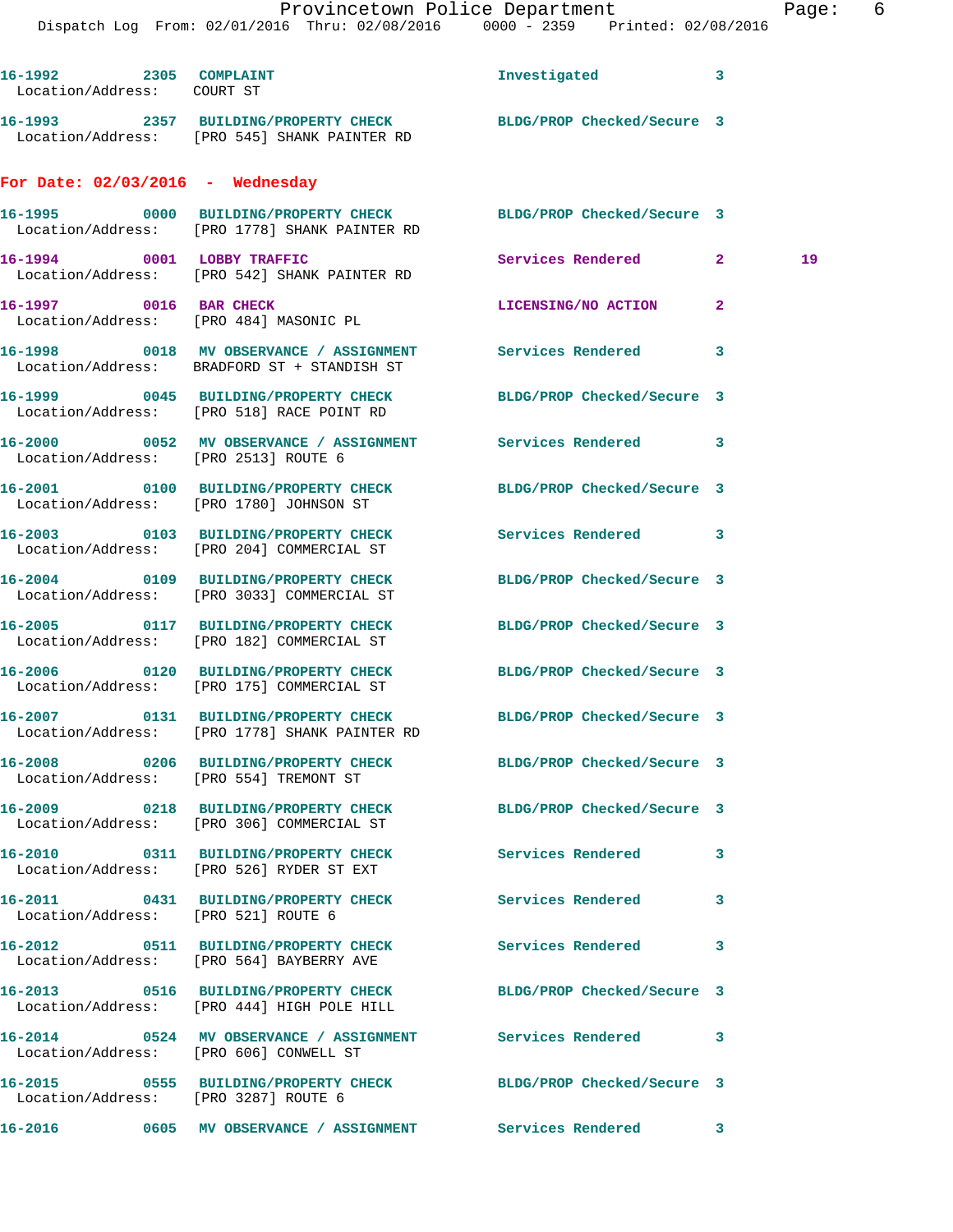16-1992 2305 COMPLAINT Investigated 3
Location/Address: COURT ST

16-1993 2357 BUILDING/PROPERTY CHECK BLDG/PROP Checked/Secure 3
Location/Address: [PRO 545] SHANK PAINTER RD

## For Date: 02/03/2016 - Wednesday

16-1995 0000 BUILDING/PROPERTY CHECK BLDG/PROP Checked/Secure 3
Location/Address: [PRO 1778] SHANK PAINTER RD

16-1994 0001 LOBBY TRAFFIC Services Rendered 2 19
Location/Address: [PRO 542] SHANK PAINTER RD

16-1997 0016 BAR CHECK LICENSING/NO ACTION 2
Location/Address: [PRO 484] MASONIC PL

16-1998 0018 MV OBSERVANCE / ASSIGNMENT Services Rendered 3
Location/Address: BRADFORD ST + STANDISH ST

16-1999 0045 BUILDING/PROPERTY CHECK BLDG/PROP Checked/Secure 3
Location/Address: [PRO 518] RACE POINT RD

16-2000 0052 MV OBSERVANCE / ASSIGNMENT Services Rendered 3
Location/Address: [PRO 2513] ROUTE 6

16-2001 0100 BUILDING/PROPERTY CHECK BLDG/PROP Checked/Secure 3
Location/Address: [PRO 1780] JOHNSON ST

16-2003 0103 BUILDING/PROPERTY CHECK Services Rendered 3
Location/Address: [PRO 204] COMMERCIAL ST

16-2004 0109 BUILDING/PROPERTY CHECK BLDG/PROP Checked/Secure 3
Location/Address: [PRO 3033] COMMERCIAL ST

16-2005 0117 BUILDING/PROPERTY CHECK BLDG/PROP Checked/Secure 3
Location/Address: [PRO 182] COMMERCIAL ST

16-2006 0120 BUILDING/PROPERTY CHECK BLDG/PROP Checked/Secure 3
Location/Address: [PRO 175] COMMERCIAL ST

16-2007 0131 BUILDING/PROPERTY CHECK BLDG/PROP Checked/Secure 3
Location/Address: [PRO 1778] SHANK PAINTER RD

16-2008 0206 BUILDING/PROPERTY CHECK BLDG/PROP Checked/Secure 3
Location/Address: [PRO 554] TREMONT ST

16-2009 0218 BUILDING/PROPERTY CHECK BLDG/PROP Checked/Secure 3
Location/Address: [PRO 306] COMMERCIAL ST

16-2010 0311 BUILDING/PROPERTY CHECK Services Rendered 3
Location/Address: [PRO 526] RYDER ST EXT

16-2011 0431 BUILDING/PROPERTY CHECK Services Rendered 3
Location/Address: [PRO 521] ROUTE 6

16-2012 0511 BUILDING/PROPERTY CHECK Services Rendered 3
Location/Address: [PRO 564] BAYBERRY AVE

16-2013 0516 BUILDING/PROPERTY CHECK BLDG/PROP Checked/Secure 3
Location/Address: [PRO 444] HIGH POLE HILL

16-2014 0524 MV OBSERVANCE / ASSIGNMENT Services Rendered 3
Location/Address: [PRO 606] CONWELL ST

16-2015 0555 BUILDING/PROPERTY CHECK BLDG/PROP Checked/Secure 3
Location/Address: [PRO 3287] ROUTE 6

16-2016 0605 MV OBSERVANCE / ASSIGNMENT Services Rendered 3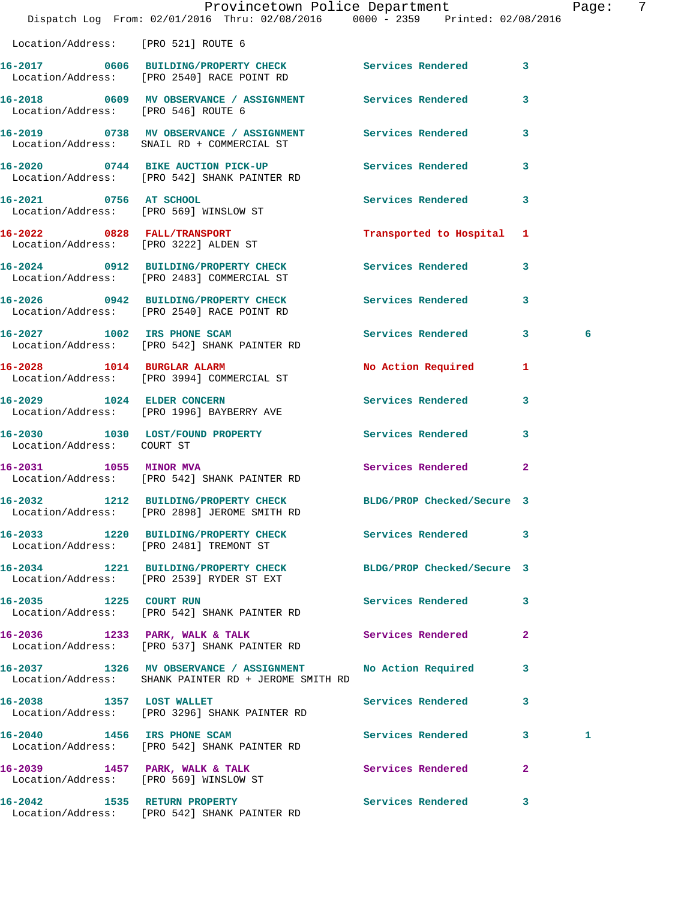Location/Address: [PRO 521] ROUTE 6

**16-2017** 0606 **BUILDING/PROPERTY CHECK** Services Rendered 3
Location/Address: [PRO 2540] RACE POINT RD

**16-2018** 0609 **MV OBSERVANCE / ASSIGNMENT** Services Rendered 3
Location/Address: [PRO 546] ROUTE 6

**16-2019** 0738 **MV OBSERVANCE / ASSIGNMENT** Services Rendered 3
Location/Address: SNAIL RD + COMMERCIAL ST

**16-2020** 0744 **BIKE AUCTION PICK-UP** Services Rendered 3
Location/Address: [PRO 542] SHANK PAINTER RD

**16-2021** 0756 **AT SCHOOL** Services Rendered 3
Location/Address: [PRO 569] WINSLOW ST

**16-2022** 0828 **FALL/TRANSPORT** Transported to Hospital 1
Location/Address: [PRO 3222] ALDEN ST

**16-2024** 0912 **BUILDING/PROPERTY CHECK** Services Rendered 3
Location/Address: [PRO 2483] COMMERCIAL ST

**16-2026** 0942 **BUILDING/PROPERTY CHECK** Services Rendered 3
Location/Address: [PRO 2540] RACE POINT RD

**16-2027** 1002 **IRS PHONE SCAM** Services Rendered 3 6
Location/Address: [PRO 542] SHANK PAINTER RD

**16-2028** 1014 **BURGLAR ALARM** No Action Required 1
Location/Address: [PRO 3994] COMMERCIAL ST

**16-2029** 1024 **ELDER CONCERN** Services Rendered 3
Location/Address: [PRO 1996] BAYBERRY AVE

**16-2030** 1030 **LOST/FOUND PROPERTY** Services Rendered 3
Location/Address: COURT ST

**16-2031** 1055 **MINOR MVA** Services Rendered 2
Location/Address: [PRO 542] SHANK PAINTER RD

**16-2032** 1212 **BUILDING/PROPERTY CHECK** BLDG/PROP Checked/Secure 3
Location/Address: [PRO 2898] JEROME SMITH RD

**16-2033** 1220 **BUILDING/PROPERTY CHECK** Services Rendered 3
Location/Address: [PRO 2481] TREMONT ST

**16-2034** 1221 **BUILDING/PROPERTY CHECK** BLDG/PROP Checked/Secure 3
Location/Address: [PRO 2539] RYDER ST EXT

**16-2035** 1225 **COURT RUN** Services Rendered 3
Location/Address: [PRO 542] SHANK PAINTER RD

**16-2036** 1233 **PARK, WALK & TALK** Services Rendered 2
Location/Address: [PRO 537] SHANK PAINTER RD

**16-2037** 1326 **MV OBSERVANCE / ASSIGNMENT** No Action Required 3
Location/Address: SHANK PAINTER RD + JEROME SMITH RD

**16-2038** 1357 **LOST WALLET** Services Rendered 3
Location/Address: [PRO 3296] SHANK PAINTER RD

**16-2040** 1456 **IRS PHONE SCAM** Services Rendered 3 1
Location/Address: [PRO 542] SHANK PAINTER RD

**16-2039** 1457 **PARK, WALK & TALK** Services Rendered 2
Location/Address: [PRO 569] WINSLOW ST

**16-2042** 1535 **RETURN PROPERTY** Services Rendered 3
Location/Address: [PRO 542] SHANK PAINTER RD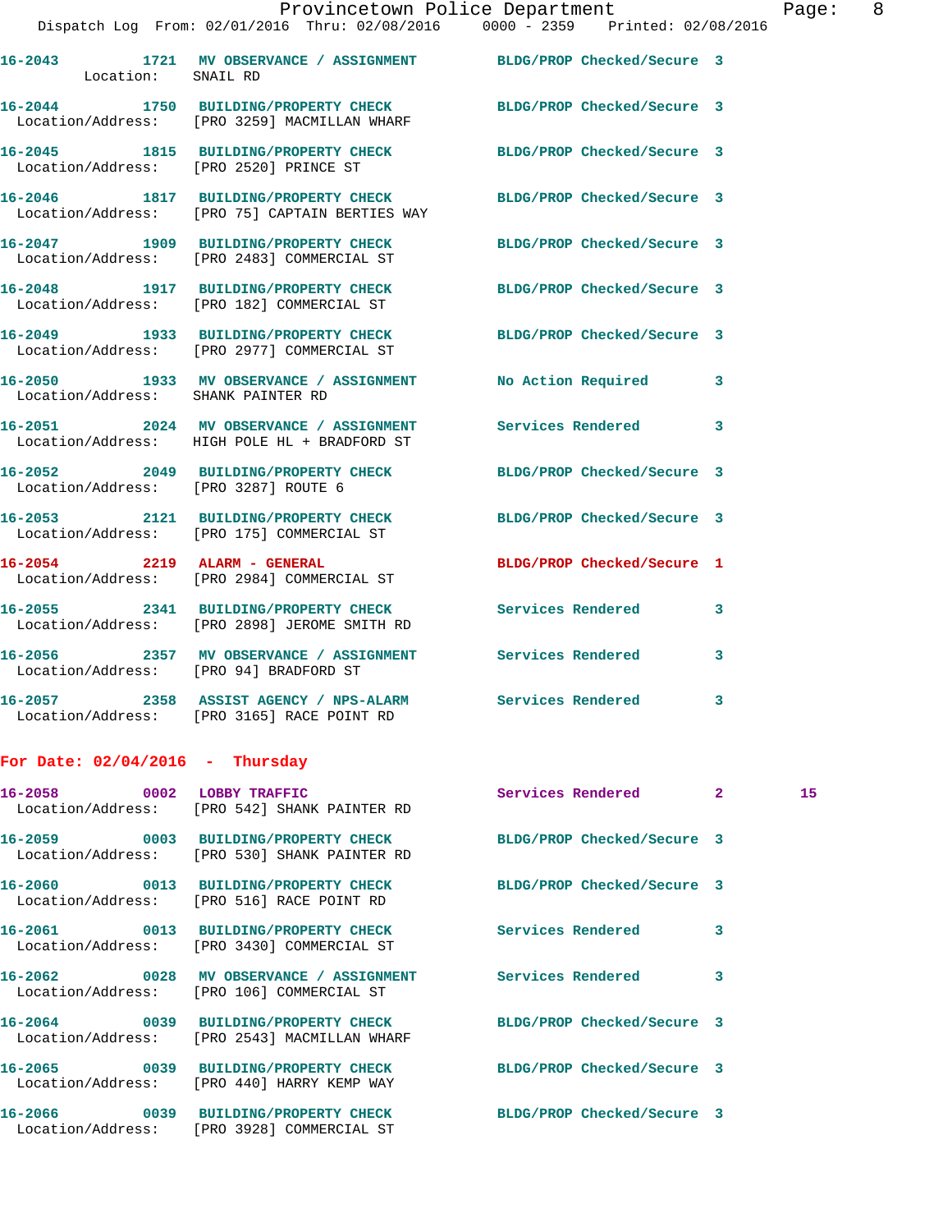16-2043 1721 MV OBSERVANCE / ASSIGNMENT BLDG/PROP Checked/Secure 3
Location: SNAIL RD

16-2044 1750 BUILDING/PROPERTY CHECK BLDG/PROP Checked/Secure 3
Location/Address: [PRO 3259] MACMILLAN WHARF

16-2045 1815 BUILDING/PROPERTY CHECK BLDG/PROP Checked/Secure 3
Location/Address: [PRO 2520] PRINCE ST

16-2046 1817 BUILDING/PROPERTY CHECK BLDG/PROP Checked/Secure 3
Location/Address: [PRO 75] CAPTAIN BERTIES WAY

16-2047 1909 BUILDING/PROPERTY CHECK BLDG/PROP Checked/Secure 3
Location/Address: [PRO 2483] COMMERCIAL ST

16-2048 1917 BUILDING/PROPERTY CHECK BLDG/PROP Checked/Secure 3
Location/Address: [PRO 182] COMMERCIAL ST

16-2049 1933 BUILDING/PROPERTY CHECK BLDG/PROP Checked/Secure 3
Location/Address: [PRO 2977] COMMERCIAL ST

16-2050 1933 MV OBSERVANCE / ASSIGNMENT No Action Required 3
Location/Address: SHANK PAINTER RD

16-2051 2024 MV OBSERVANCE / ASSIGNMENT Services Rendered 3
Location/Address: HIGH POLE HL + BRADFORD ST

16-2052 2049 BUILDING/PROPERTY CHECK BLDG/PROP Checked/Secure 3
Location/Address: [PRO 3287] ROUTE 6

16-2053 2121 BUILDING/PROPERTY CHECK BLDG/PROP Checked/Secure 3
Location/Address: [PRO 175] COMMERCIAL ST

16-2054 2219 ALARM - GENERAL BLDG/PROP Checked/Secure 1
Location/Address: [PRO 2984] COMMERCIAL ST

16-2055 2341 BUILDING/PROPERTY CHECK Services Rendered 3
Location/Address: [PRO 2898] JEROME SMITH RD

16-2056 2357 MV OBSERVANCE / ASSIGNMENT Services Rendered 3
Location/Address: [PRO 94] BRADFORD ST

16-2057 2358 ASSIST AGENCY / NPS-ALARM Services Rendered 3
Location/Address: [PRO 3165] RACE POINT RD

## For Date: 02/04/2016 - Thursday

16-2058 0002 LOBBY TRAFFIC Services Rendered 2 15
Location/Address: [PRO 542] SHANK PAINTER RD

16-2059 0003 BUILDING/PROPERTY CHECK BLDG/PROP Checked/Secure 3
Location/Address: [PRO 530] SHANK PAINTER RD

16-2060 0013 BUILDING/PROPERTY CHECK BLDG/PROP Checked/Secure 3
Location/Address: [PRO 516] RACE POINT RD

16-2061 0013 BUILDING/PROPERTY CHECK Services Rendered 3
Location/Address: [PRO 3430] COMMERCIAL ST

16-2062 0028 MV OBSERVANCE / ASSIGNMENT Services Rendered 3
Location/Address: [PRO 106] COMMERCIAL ST

16-2064 0039 BUILDING/PROPERTY CHECK BLDG/PROP Checked/Secure 3
Location/Address: [PRO 2543] MACMILLAN WHARF

16-2065 0039 BUILDING/PROPERTY CHECK BLDG/PROP Checked/Secure 3
Location/Address: [PRO 440] HARRY KEMP WAY

16-2066 0039 BUILDING/PROPERTY CHECK BLDG/PROP Checked/Secure 3
Location/Address: [PRO 3928] COMMERCIAL ST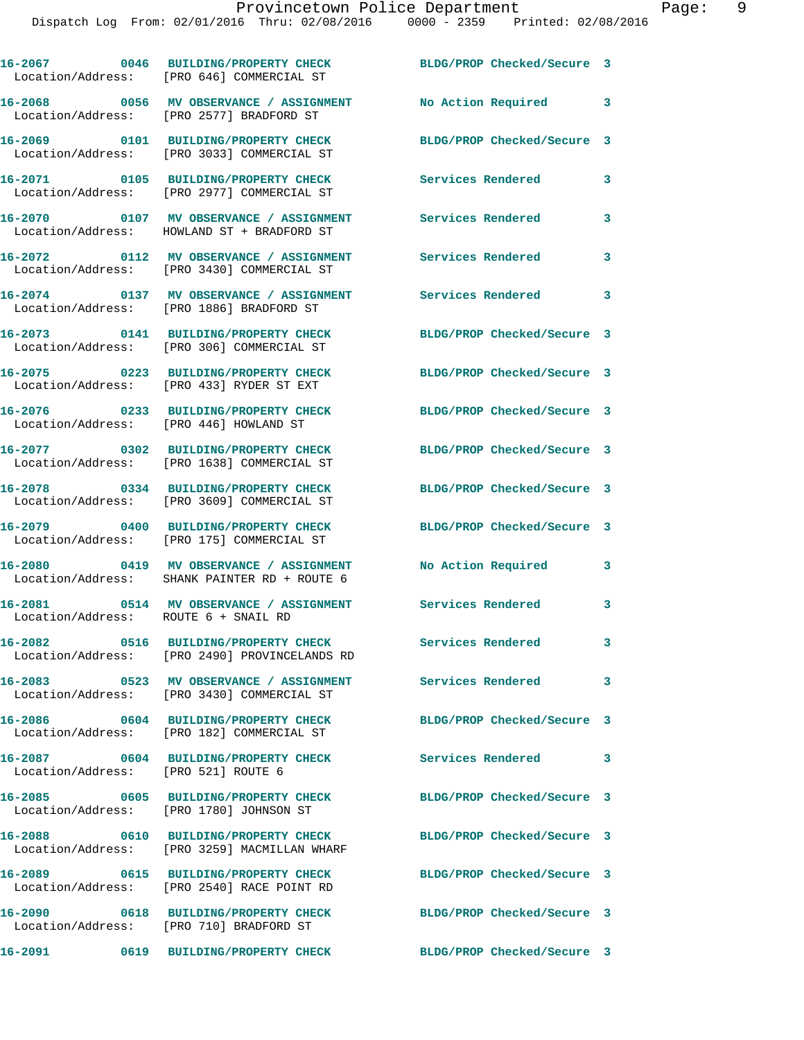16-2067 0046 BUILDING/PROPERTY CHECK BLDG/PROP Checked/Secure 3
Location/Address: [PRO 646] COMMERCIAL ST

16-2068 0056 MV OBSERVANCE / ASSIGNMENT No Action Required 3
Location/Address: [PRO 2577] BRADFORD ST

16-2069 0101 BUILDING/PROPERTY CHECK BLDG/PROP Checked/Secure 3
Location/Address: [PRO 3033] COMMERCIAL ST

16-2071 0105 BUILDING/PROPERTY CHECK Services Rendered 3
Location/Address: [PRO 2977] COMMERCIAL ST

16-2070 0107 MV OBSERVANCE / ASSIGNMENT Services Rendered 3
Location/Address: HOWLAND ST + BRADFORD ST

16-2072 0112 MV OBSERVANCE / ASSIGNMENT Services Rendered 3
Location/Address: [PRO 3430] COMMERCIAL ST

16-2074 0137 MV OBSERVANCE / ASSIGNMENT Services Rendered 3
Location/Address: [PRO 1886] BRADFORD ST

16-2073 0141 BUILDING/PROPERTY CHECK BLDG/PROP Checked/Secure 3
Location/Address: [PRO 306] COMMERCIAL ST

16-2075 0223 BUILDING/PROPERTY CHECK BLDG/PROP Checked/Secure 3
Location/Address: [PRO 433] RYDER ST EXT

16-2076 0233 BUILDING/PROPERTY CHECK BLDG/PROP Checked/Secure 3
Location/Address: [PRO 446] HOWLAND ST

16-2077 0302 BUILDING/PROPERTY CHECK BLDG/PROP Checked/Secure 3
Location/Address: [PRO 1638] COMMERCIAL ST

16-2078 0334 BUILDING/PROPERTY CHECK BLDG/PROP Checked/Secure 3
Location/Address: [PRO 3609] COMMERCIAL ST

16-2079 0400 BUILDING/PROPERTY CHECK BLDG/PROP Checked/Secure 3
Location/Address: [PRO 175] COMMERCIAL ST

16-2080 0419 MV OBSERVANCE / ASSIGNMENT No Action Required 3
Location/Address: SHANK PAINTER RD + ROUTE 6

16-2081 0514 MV OBSERVANCE / ASSIGNMENT Services Rendered 3
Location/Address: ROUTE 6 + SNAIL RD

16-2082 0516 BUILDING/PROPERTY CHECK Services Rendered 3
Location/Address: [PRO 2490] PROVINCELANDS RD

16-2083 0523 MV OBSERVANCE / ASSIGNMENT Services Rendered 3
Location/Address: [PRO 3430] COMMERCIAL ST

16-2086 0604 BUILDING/PROPERTY CHECK BLDG/PROP Checked/Secure 3
Location/Address: [PRO 182] COMMERCIAL ST

16-2087 0604 BUILDING/PROPERTY CHECK Services Rendered 3
Location/Address: [PRO 521] ROUTE 6

16-2085 0605 BUILDING/PROPERTY CHECK BLDG/PROP Checked/Secure 3
Location/Address: [PRO 1780] JOHNSON ST

16-2088 0610 BUILDING/PROPERTY CHECK BLDG/PROP Checked/Secure 3
Location/Address: [PRO 3259] MACMILLAN WHARF

16-2089 0615 BUILDING/PROPERTY CHECK BLDG/PROP Checked/Secure 3
Location/Address: [PRO 2540] RACE POINT RD

16-2090 0618 BUILDING/PROPERTY CHECK BLDG/PROP Checked/Secure 3
Location/Address: [PRO 710] BRADFORD ST

16-2091 0619 BUILDING/PROPERTY CHECK BLDG/PROP Checked/Secure 3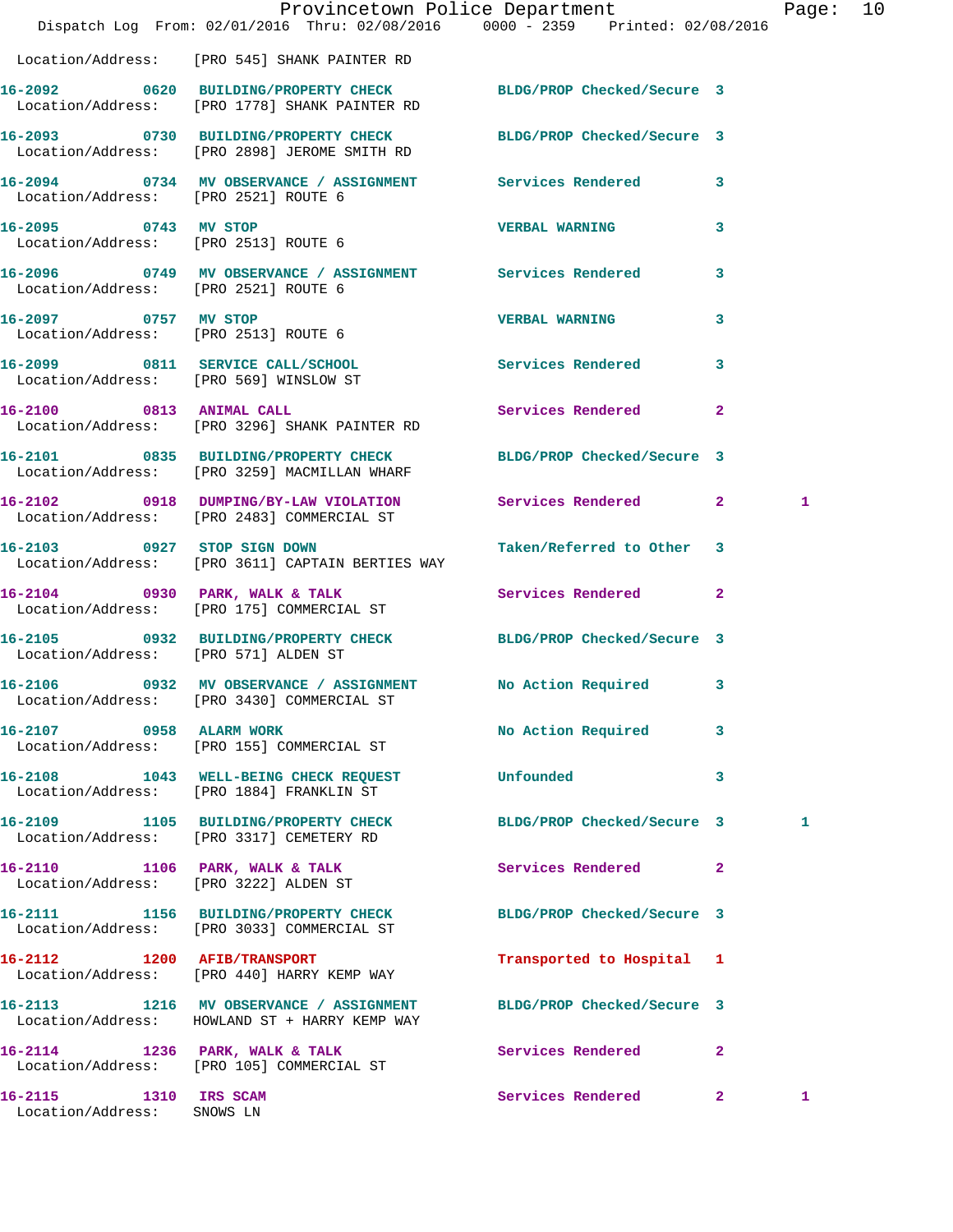Location/Address: [PRO 545] SHANK PAINTER RD

| | | | | | |
|---|---|---|---|---|---|
| 16-2092 | 0620 | BUILDING/PROPERTY CHECK | BLDG/PROP Checked/Secure | 3 | |
| Location/Address: | | [PRO 1778] SHANK PAINTER RD | | | |
| 16-2093 | 0730 | BUILDING/PROPERTY CHECK | BLDG/PROP Checked/Secure | 3 | |
| Location/Address: | | [PRO 2898] JEROME SMITH RD | | | |
| 16-2094 | 0734 | MV OBSERVANCE / ASSIGNMENT | Services Rendered | 3 | |
| Location/Address: | | [PRO 2521] ROUTE 6 | | | |
| 16-2095 | 0743 | MV STOP | VERBAL WARNING | 3 | |
| Location/Address: | | [PRO 2513] ROUTE 6 | | | |
| 16-2096 | 0749 | MV OBSERVANCE / ASSIGNMENT | Services Rendered | 3 | |
| Location/Address: | | [PRO 2521] ROUTE 6 | | | |
| 16-2097 | 0757 | MV STOP | VERBAL WARNING | 3 | |
| Location/Address: | | [PRO 2513] ROUTE 6 | | | |
| 16-2099 | 0811 | SERVICE CALL/SCHOOL | Services Rendered | 3 | |
| Location/Address: | | [PRO 569] WINSLOW ST | | | |
| 16-2100 | 0813 | ANIMAL CALL | Services Rendered | 2 | |
| Location/Address: | | [PRO 3296] SHANK PAINTER RD | | | |
| 16-2101 | 0835 | BUILDING/PROPERTY CHECK | BLDG/PROP Checked/Secure | 3 | |
| Location/Address: | | [PRO 3259] MACMILLAN WHARF | | | |
| 16-2102 | 0918 | DUMPING/BY-LAW VIOLATION | Services Rendered | 2 | 1 |
| Location/Address: | | [PRO 2483] COMMERCIAL ST | | | |
| 16-2103 | 0927 | STOP SIGN DOWN | Taken/Referred to Other | 3 | |
| Location/Address: | | [PRO 3611] CAPTAIN BERTIES WAY | | | |
| 16-2104 | 0930 | PARK, WALK & TALK | Services Rendered | 2 | |
| Location/Address: | | [PRO 175] COMMERCIAL ST | | | |
| 16-2105 | 0932 | BUILDING/PROPERTY CHECK | BLDG/PROP Checked/Secure | 3 | |
| Location/Address: | | [PRO 571] ALDEN ST | | | |
| 16-2106 | 0932 | MV OBSERVANCE / ASSIGNMENT | No Action Required | 3 | |
| Location/Address: | | [PRO 3430] COMMERCIAL ST | | | |
| 16-2107 | 0958 | ALARM WORK | No Action Required | 3 | |
| Location/Address: | | [PRO 155] COMMERCIAL ST | | | |
| 16-2108 | 1043 | WELL-BEING CHECK REQUEST | Unfounded | 3 | |
| Location/Address: | | [PRO 1884] FRANKLIN ST | | | |
| 16-2109 | 1105 | BUILDING/PROPERTY CHECK | BLDG/PROP Checked/Secure | 3 | 1 |
| Location/Address: | | [PRO 3317] CEMETERY RD | | | |
| 16-2110 | 1106 | PARK, WALK & TALK | Services Rendered | 2 | |
| Location/Address: | | [PRO 3222] ALDEN ST | | | |
| 16-2111 | 1156 | BUILDING/PROPERTY CHECK | BLDG/PROP Checked/Secure | 3 | |
| Location/Address: | | [PRO 3033] COMMERCIAL ST | | | |
| 16-2112 | 1200 | AFIB/TRANSPORT | Transported to Hospital | 1 | |
| Location/Address: | | [PRO 440] HARRY KEMP WAY | | | |
| 16-2113 | 1216 | MV OBSERVANCE / ASSIGNMENT | BLDG/PROP Checked/Secure | 3 | |
| Location/Address: | | HOWLAND ST + HARRY KEMP WAY | | | |
| 16-2114 | 1236 | PARK, WALK & TALK | Services Rendered | 2 | |
| Location/Address: | | [PRO 105] COMMERCIAL ST | | | |
| 16-2115 | 1310 | IRS SCAM | Services Rendered | 2 | 1 |
| Location/Address: | | SNOWS LN | | | |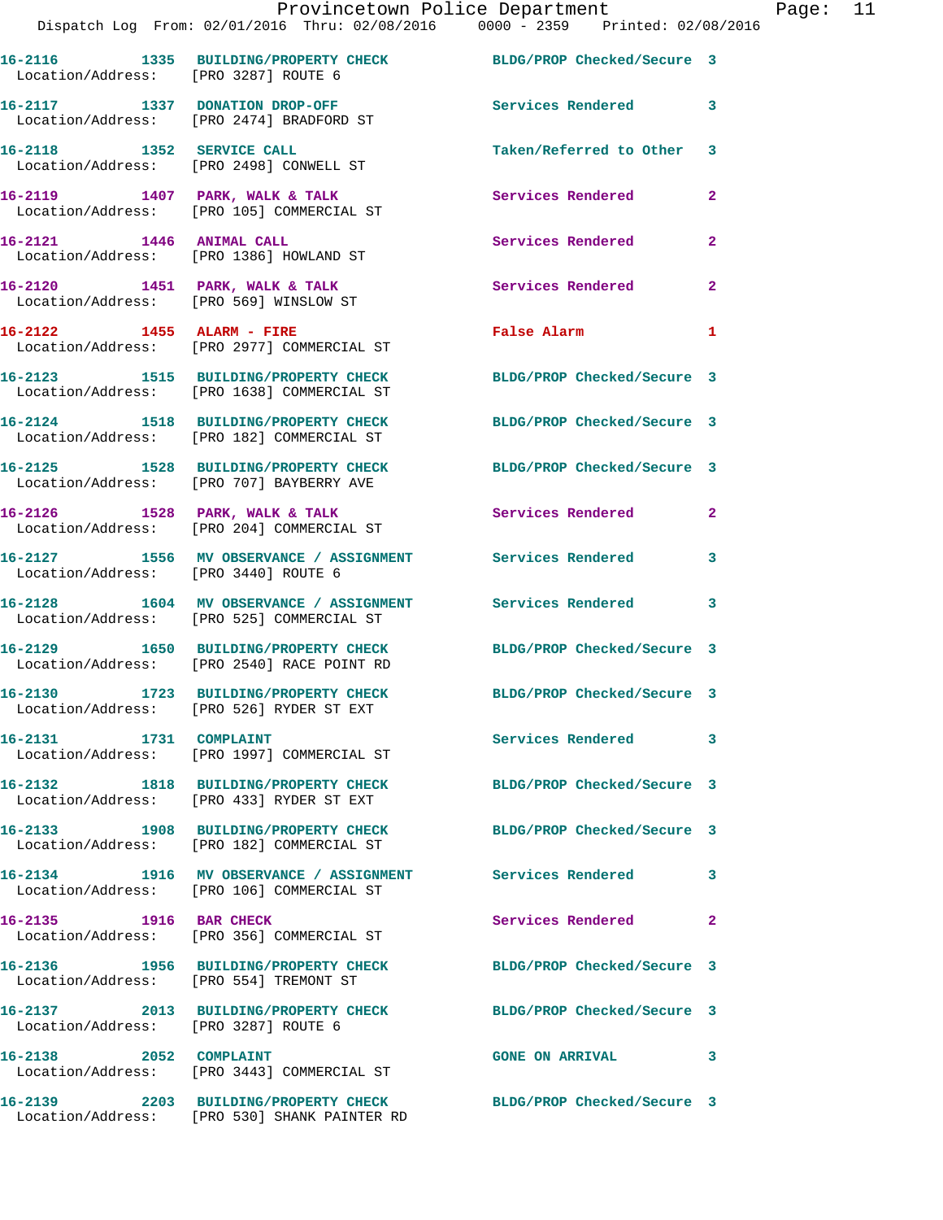16-2116 1335 BUILDING/PROPERTY CHECK BLDG/PROP Checked/Secure 3
Location/Address: [PRO 3287] ROUTE 6

16-2117 1337 DONATION DROP-OFF Services Rendered 3
Location/Address: [PRO 2474] BRADFORD ST

16-2118 1352 SERVICE CALL Taken/Referred to Other 3
Location/Address: [PRO 2498] CONWELL ST

16-2119 1407 PARK, WALK & TALK Services Rendered 2
Location/Address: [PRO 105] COMMERCIAL ST

16-2121 1446 ANIMAL CALL Services Rendered 2
Location/Address: [PRO 1386] HOWLAND ST

16-2120 1451 PARK, WALK & TALK Services Rendered 2
Location/Address: [PRO 569] WINSLOW ST

16-2122 1455 ALARM - FIRE False Alarm 1
Location/Address: [PRO 2977] COMMERCIAL ST

16-2123 1515 BUILDING/PROPERTY CHECK BLDG/PROP Checked/Secure 3
Location/Address: [PRO 1638] COMMERCIAL ST

16-2124 1518 BUILDING/PROPERTY CHECK BLDG/PROP Checked/Secure 3
Location/Address: [PRO 182] COMMERCIAL ST

16-2125 1528 BUILDING/PROPERTY CHECK BLDG/PROP Checked/Secure 3
Location/Address: [PRO 707] BAYBERRY AVE

16-2126 1528 PARK, WALK & TALK Services Rendered 2
Location/Address: [PRO 204] COMMERCIAL ST

16-2127 1556 MV OBSERVANCE / ASSIGNMENT Services Rendered 3
Location/Address: [PRO 3440] ROUTE 6

16-2128 1604 MV OBSERVANCE / ASSIGNMENT Services Rendered 3
Location/Address: [PRO 525] COMMERCIAL ST

16-2129 1650 BUILDING/PROPERTY CHECK BLDG/PROP Checked/Secure 3
Location/Address: [PRO 2540] RACE POINT RD

16-2130 1723 BUILDING/PROPERTY CHECK BLDG/PROP Checked/Secure 3
Location/Address: [PRO 526] RYDER ST EXT

16-2131 1731 COMPLAINT Services Rendered 3
Location/Address: [PRO 1997] COMMERCIAL ST

16-2132 1818 BUILDING/PROPERTY CHECK BLDG/PROP Checked/Secure 3
Location/Address: [PRO 433] RYDER ST EXT

16-2133 1908 BUILDING/PROPERTY CHECK BLDG/PROP Checked/Secure 3
Location/Address: [PRO 182] COMMERCIAL ST

16-2134 1916 MV OBSERVANCE / ASSIGNMENT Services Rendered 3
Location/Address: [PRO 106] COMMERCIAL ST

16-2135 1916 BAR CHECK Services Rendered 2
Location/Address: [PRO 356] COMMERCIAL ST

16-2136 1956 BUILDING/PROPERTY CHECK BLDG/PROP Checked/Secure 3
Location/Address: [PRO 554] TREMONT ST

16-2137 2013 BUILDING/PROPERTY CHECK BLDG/PROP Checked/Secure 3
Location/Address: [PRO 3287] ROUTE 6

16-2138 2052 COMPLAINT GONE ON ARRIVAL 3
Location/Address: [PRO 3443] COMMERCIAL ST

16-2139 2203 BUILDING/PROPERTY CHECK BLDG/PROP Checked/Secure 3
Location/Address: [PRO 530] SHANK PAINTER RD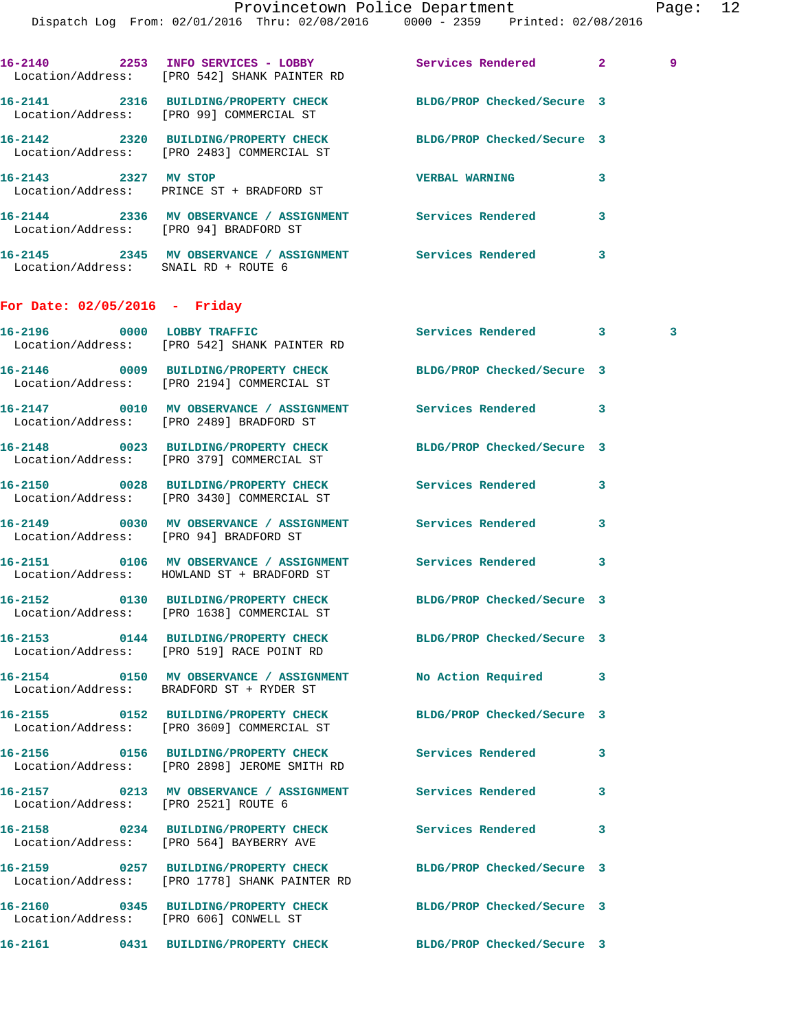16-2140 2253 INFO SERVICES - LOBBY Services Rendered 2 9
Location/Address: [PRO 542] SHANK PAINTER RD

16-2141 2316 BUILDING/PROPERTY CHECK BLDG/PROP Checked/Secure 3
Location/Address: [PRO 99] COMMERCIAL ST

16-2142 2320 BUILDING/PROPERTY CHECK BLDG/PROP Checked/Secure 3
Location/Address: [PRO 2483] COMMERCIAL ST

16-2143 2327 MV STOP VERBAL WARNING 3
Location/Address: PRINCE ST + BRADFORD ST

16-2144 2336 MV OBSERVANCE / ASSIGNMENT Services Rendered 3
Location/Address: [PRO 94] BRADFORD ST

16-2145 2345 MV OBSERVANCE / ASSIGNMENT Services Rendered 3
Location/Address: SNAIL RD + ROUTE 6

## For Date: 02/05/2016 - Friday

16-2196 0000 LOBBY TRAFFIC Services Rendered 3 3
Location/Address: [PRO 542] SHANK PAINTER RD

16-2146 0009 BUILDING/PROPERTY CHECK BLDG/PROP Checked/Secure 3
Location/Address: [PRO 2194] COMMERCIAL ST

16-2147 0010 MV OBSERVANCE / ASSIGNMENT Services Rendered 3
Location/Address: [PRO 2489] BRADFORD ST

16-2148 0023 BUILDING/PROPERTY CHECK BLDG/PROP Checked/Secure 3
Location/Address: [PRO 379] COMMERCIAL ST

16-2150 0028 BUILDING/PROPERTY CHECK Services Rendered 3
Location/Address: [PRO 3430] COMMERCIAL ST

16-2149 0030 MV OBSERVANCE / ASSIGNMENT Services Rendered 3
Location/Address: [PRO 94] BRADFORD ST

16-2151 0106 MV OBSERVANCE / ASSIGNMENT Services Rendered 3
Location/Address: HOWLAND ST + BRADFORD ST

16-2152 0130 BUILDING/PROPERTY CHECK BLDG/PROP Checked/Secure 3
Location/Address: [PRO 1638] COMMERCIAL ST

16-2153 0144 BUILDING/PROPERTY CHECK BLDG/PROP Checked/Secure 3
Location/Address: [PRO 519] RACE POINT RD

16-2154 0150 MV OBSERVANCE / ASSIGNMENT No Action Required 3
Location/Address: BRADFORD ST + RYDER ST

16-2155 0152 BUILDING/PROPERTY CHECK BLDG/PROP Checked/Secure 3
Location/Address: [PRO 3609] COMMERCIAL ST

16-2156 0156 BUILDING/PROPERTY CHECK Services Rendered 3
Location/Address: [PRO 2898] JEROME SMITH RD

16-2157 0213 MV OBSERVANCE / ASSIGNMENT Services Rendered 3
Location/Address: [PRO 2521] ROUTE 6

16-2158 0234 BUILDING/PROPERTY CHECK Services Rendered 3
Location/Address: [PRO 564] BAYBERRY AVE

16-2159 0257 BUILDING/PROPERTY CHECK BLDG/PROP Checked/Secure 3
Location/Address: [PRO 1778] SHANK PAINTER RD

16-2160 0345 BUILDING/PROPERTY CHECK BLDG/PROP Checked/Secure 3
Location/Address: [PRO 606] CONWELL ST

16-2161 0431 BUILDING/PROPERTY CHECK BLDG/PROP Checked/Secure 3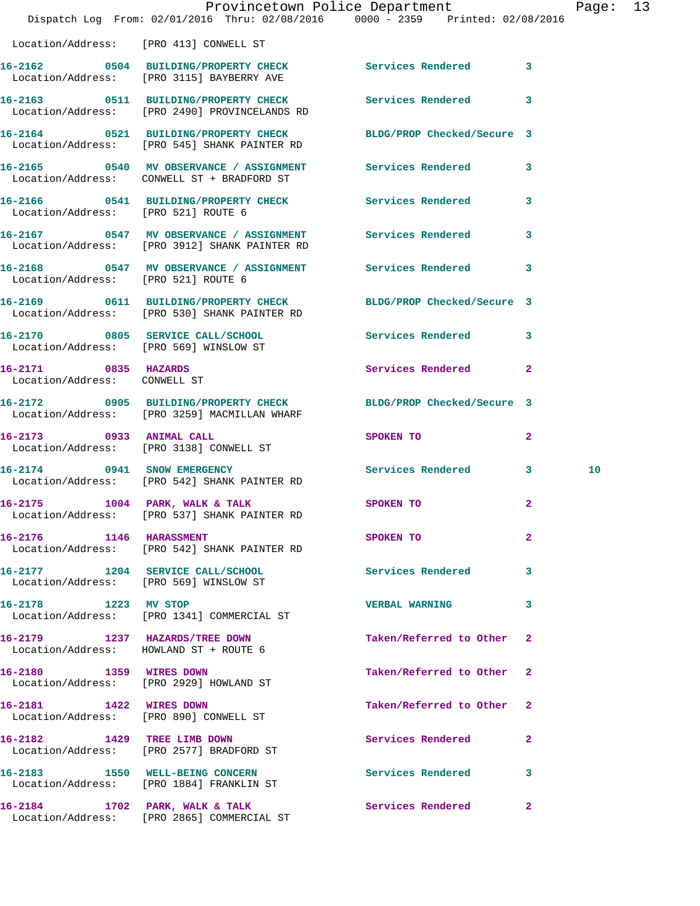Location/Address: [PRO 413] CONWELL ST

| | | | | | |
|---|---|---|---|---|---|
| 16-2162 | 0504 | BUILDING/PROPERTY CHECK | Services Rendered | 3 | |
| Location/Address: [PRO 3115] BAYBERRY AVE | | | | | |
| 16-2163 | 0511 | BUILDING/PROPERTY CHECK | Services Rendered | 3 | |
| Location/Address: [PRO 2490] PROVINCELANDS RD | | | | | |
| 16-2164 | 0521 | BUILDING/PROPERTY CHECK | BLDG/PROP Checked/Secure | 3 | |
| Location/Address: [PRO 545] SHANK PAINTER RD | | | | | |
| 16-2165 | 0540 | MV OBSERVANCE / ASSIGNMENT | Services Rendered | 3 | |
| Location/Address: CONWELL ST + BRADFORD ST | | | | | |
| 16-2166 | 0541 | BUILDING/PROPERTY CHECK | Services Rendered | 3 | |
| Location/Address: [PRO 521] ROUTE 6 | | | | | |
| 16-2167 | 0547 | MV OBSERVANCE / ASSIGNMENT | Services Rendered | 3 | |
| Location/Address: [PRO 3912] SHANK PAINTER RD | | | | | |
| 16-2168 | 0547 | MV OBSERVANCE / ASSIGNMENT | Services Rendered | 3 | |
| Location/Address: [PRO 521] ROUTE 6 | | | | | |
| 16-2169 | 0611 | BUILDING/PROPERTY CHECK | BLDG/PROP Checked/Secure | 3 | |
| Location/Address: [PRO 530] SHANK PAINTER RD | | | | | |
| 16-2170 | 0805 | SERVICE CALL/SCHOOL | Services Rendered | 3 | |
| Location/Address: [PRO 569] WINSLOW ST | | | | | |
| 16-2171 | 0835 | HAZARDS | Services Rendered | 2 | |
| Location/Address: CONWELL ST | | | | | |
| 16-2172 | 0905 | BUILDING/PROPERTY CHECK | BLDG/PROP Checked/Secure | 3 | |
| Location/Address: [PRO 3259] MACMILLAN WHARF | | | | | |
| 16-2173 | 0933 | ANIMAL CALL | SPOKEN TO | 2 | |
| Location/Address: [PRO 3138] CONWELL ST | | | | | |
| 16-2174 | 0941 | SNOW EMERGENCY | Services Rendered | 3 | 10 |
| Location/Address: [PRO 542] SHANK PAINTER RD | | | | | |
| 16-2175 | 1004 | PARK, WALK & TALK | SPOKEN TO | 2 | |
| Location/Address: [PRO 537] SHANK PAINTER RD | | | | | |
| 16-2176 | 1146 | HARASSMENT | SPOKEN TO | 2 | |
| Location/Address: [PRO 542] SHANK PAINTER RD | | | | | |
| 16-2177 | 1204 | SERVICE CALL/SCHOOL | Services Rendered | 3 | |
| Location/Address: [PRO 569] WINSLOW ST | | | | | |
| 16-2178 | 1223 | MV STOP | VERBAL WARNING | 3 | |
| Location/Address: [PRO 1341] COMMERCIAL ST | | | | | |
| 16-2179 | 1237 | HAZARDS/TREE DOWN | Taken/Referred to Other | 2 | |
| Location/Address: HOWLAND ST + ROUTE 6 | | | | | |
| 16-2180 | 1359 | WIRES DOWN | Taken/Referred to Other | 2 | |
| Location/Address: [PRO 2929] HOWLAND ST | | | | | |
| 16-2181 | 1422 | WIRES DOWN | Taken/Referred to Other | 2 | |
| Location/Address: [PRO 890] CONWELL ST | | | | | |
| 16-2182 | 1429 | TREE LIMB DOWN | Services Rendered | 2 | |
| Location/Address: [PRO 2577] BRADFORD ST | | | | | |
| 16-2183 | 1550 | WELL-BEING CONCERN | Services Rendered | 3 | |
| Location/Address: [PRO 1884] FRANKLIN ST | | | | | |
| 16-2184 | 1702 | PARK, WALK & TALK | Services Rendered | 2 | |
| Location/Address: [PRO 2865] COMMERCIAL ST | | | | | |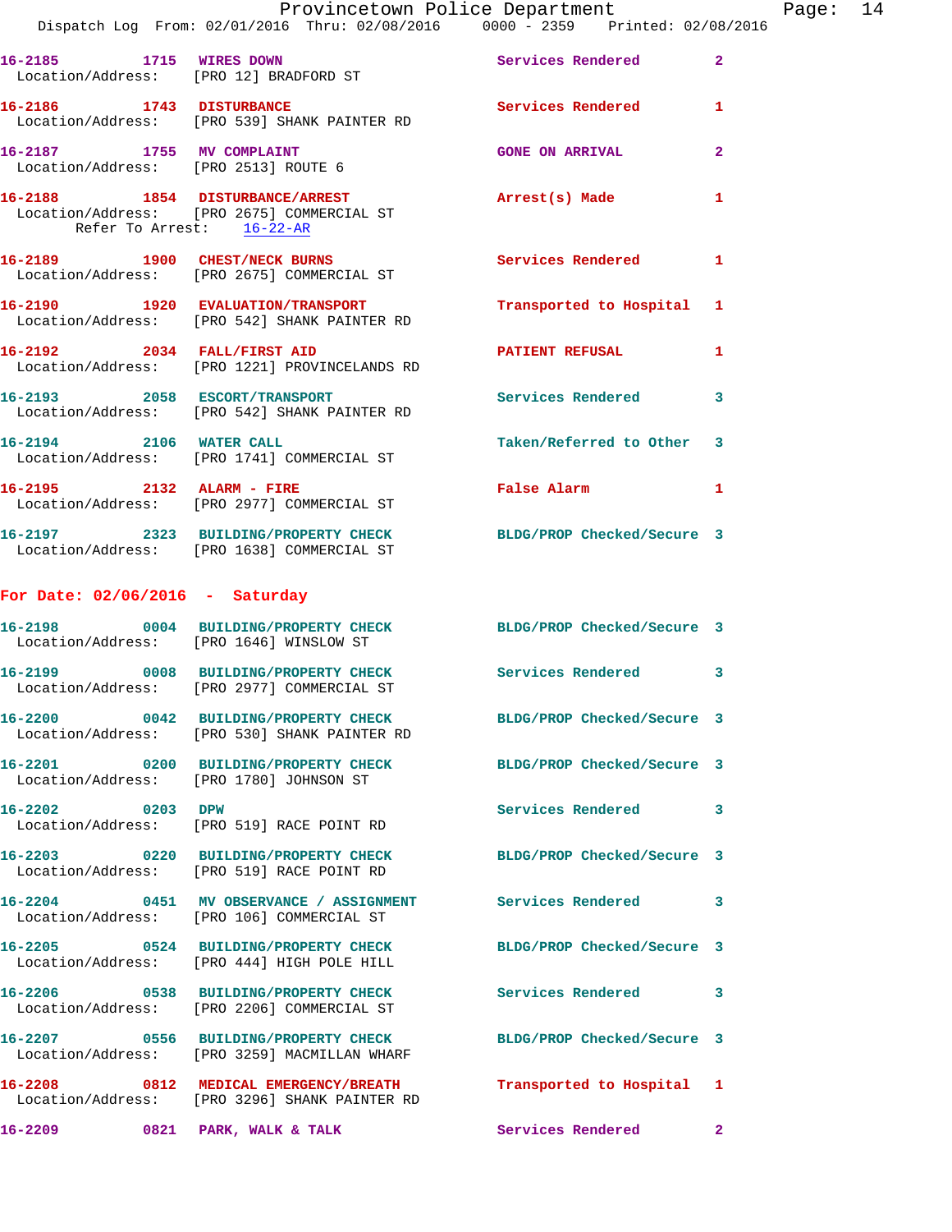16-2185 1715 WIRES DOWN Services Rendered 2
Location/Address: [PRO 12] BRADFORD ST

16-2186 1743 DISTURBANCE Services Rendered 1
Location/Address: [PRO 539] SHANK PAINTER RD

16-2187 1755 MV COMPLAINT GONE ON ARRIVAL 2
Location/Address: [PRO 2513] ROUTE 6

16-2188 1854 DISTURBANCE/ARREST Arrest(s) Made 1
Location/Address: [PRO 2675] COMMERCIAL ST
Refer To Arrest: 16-22-AR

16-2189 1900 CHEST/NECK BURNS Services Rendered 1
Location/Address: [PRO 2675] COMMERCIAL ST

16-2190 1920 EVALUATION/TRANSPORT Transported to Hospital 1
Location/Address: [PRO 542] SHANK PAINTER RD

16-2192 2034 FALL/FIRST AID PATIENT REFUSAL 1
Location/Address: [PRO 1221] PROVINCELANDS RD

16-2193 2058 ESCORT/TRANSPORT Services Rendered 3
Location/Address: [PRO 542] SHANK PAINTER RD

16-2194 2106 WATER CALL Taken/Referred to Other 3
Location/Address: [PRO 1741] COMMERCIAL ST

16-2195 2132 ALARM - FIRE False Alarm 1
Location/Address: [PRO 2977] COMMERCIAL ST

16-2197 2323 BUILDING/PROPERTY CHECK BLDG/PROP Checked/Secure 3
Location/Address: [PRO 1638] COMMERCIAL ST

## For Date: 02/06/2016 - Saturday

16-2198 0004 BUILDING/PROPERTY CHECK BLDG/PROP Checked/Secure 3
Location/Address: [PRO 1646] WINSLOW ST

16-2199 0008 BUILDING/PROPERTY CHECK Services Rendered 3
Location/Address: [PRO 2977] COMMERCIAL ST

16-2200 0042 BUILDING/PROPERTY CHECK BLDG/PROP Checked/Secure 3
Location/Address: [PRO 530] SHANK PAINTER RD

16-2201 0200 BUILDING/PROPERTY CHECK BLDG/PROP Checked/Secure 3
Location/Address: [PRO 1780] JOHNSON ST

16-2202 0203 DPW Services Rendered 3
Location/Address: [PRO 519] RACE POINT RD

16-2203 0220 BUILDING/PROPERTY CHECK BLDG/PROP Checked/Secure 3
Location/Address: [PRO 519] RACE POINT RD

16-2204 0451 MV OBSERVANCE / ASSIGNMENT Services Rendered 3
Location/Address: [PRO 106] COMMERCIAL ST

16-2205 0524 BUILDING/PROPERTY CHECK BLDG/PROP Checked/Secure 3
Location/Address: [PRO 444] HIGH POLE HILL

16-2206 0538 BUILDING/PROPERTY CHECK Services Rendered 3
Location/Address: [PRO 2206] COMMERCIAL ST

16-2207 0556 BUILDING/PROPERTY CHECK BLDG/PROP Checked/Secure 3
Location/Address: [PRO 3259] MACMILLAN WHARF

16-2208 0812 MEDICAL EMERGENCY/BREATH Transported to Hospital 1
Location/Address: [PRO 3296] SHANK PAINTER RD

16-2209 0821 PARK, WALK & TALK Services Rendered 2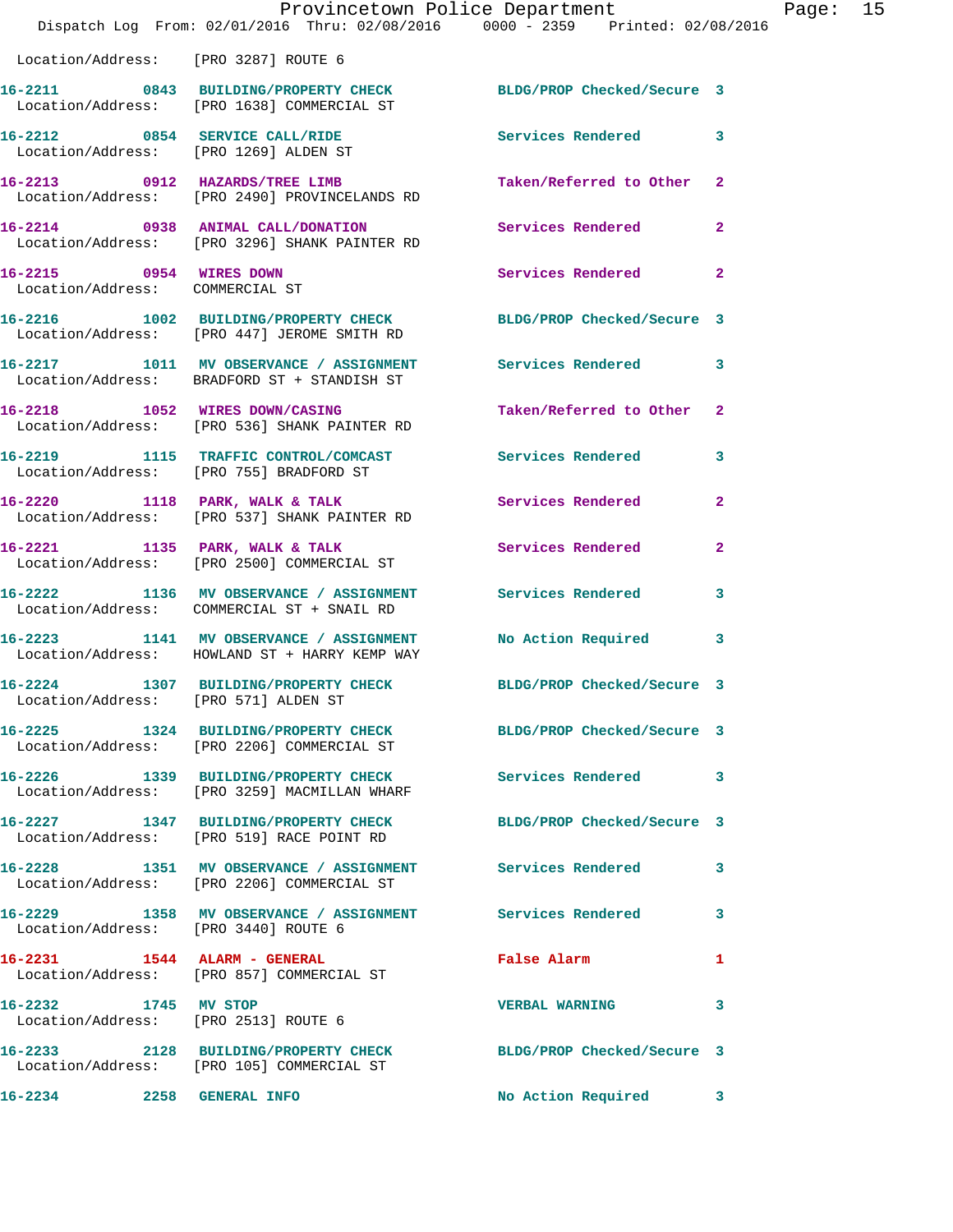Location/Address: [PRO 3287] ROUTE 6

16-2211 0843 BUILDING/PROPERTY CHECK BLDG/PROP Checked/Secure 3
Location/Address: [PRO 1638] COMMERCIAL ST

16-2212 0854 SERVICE CALL/RIDE Services Rendered 3
Location/Address: [PRO 1269] ALDEN ST

16-2213 0912 HAZARDS/TREE LIMB Taken/Referred to Other 2
Location/Address: [PRO 2490] PROVINCELANDS RD

16-2214 0938 ANIMAL CALL/DONATION Services Rendered 2
Location/Address: [PRO 3296] SHANK PAINTER RD

16-2215 0954 WIRES DOWN Services Rendered 2
Location/Address: COMMERCIAL ST

16-2216 1002 BUILDING/PROPERTY CHECK BLDG/PROP Checked/Secure 3
Location/Address: [PRO 447] JEROME SMITH RD

16-2217 1011 MV OBSERVANCE / ASSIGNMENT Services Rendered 3
Location/Address: BRADFORD ST + STANDISH ST

16-2218 1052 WIRES DOWN/CASING Taken/Referred to Other 2
Location/Address: [PRO 536] SHANK PAINTER RD

16-2219 1115 TRAFFIC CONTROL/COMCAST Services Rendered 3
Location/Address: [PRO 755] BRADFORD ST

16-2220 1118 PARK, WALK & TALK Services Rendered 2
Location/Address: [PRO 537] SHANK PAINTER RD

16-2221 1135 PARK, WALK & TALK Services Rendered 2
Location/Address: [PRO 2500] COMMERCIAL ST

16-2222 1136 MV OBSERVANCE / ASSIGNMENT Services Rendered 3
Location/Address: COMMERCIAL ST + SNAIL RD

16-2223 1141 MV OBSERVANCE / ASSIGNMENT No Action Required 3
Location/Address: HOWLAND ST + HARRY KEMP WAY

16-2224 1307 BUILDING/PROPERTY CHECK BLDG/PROP Checked/Secure 3
Location/Address: [PRO 571] ALDEN ST

16-2225 1324 BUILDING/PROPERTY CHECK BLDG/PROP Checked/Secure 3
Location/Address: [PRO 2206] COMMERCIAL ST

16-2226 1339 BUILDING/PROPERTY CHECK Services Rendered 3
Location/Address: [PRO 3259] MACMILLAN WHARF

16-2227 1347 BUILDING/PROPERTY CHECK BLDG/PROP Checked/Secure 3
Location/Address: [PRO 519] RACE POINT RD

16-2228 1351 MV OBSERVANCE / ASSIGNMENT Services Rendered 3
Location/Address: [PRO 2206] COMMERCIAL ST

16-2229 1358 MV OBSERVANCE / ASSIGNMENT Services Rendered 3
Location/Address: [PRO 3440] ROUTE 6

16-2231 1544 ALARM - GENERAL False Alarm 1
Location/Address: [PRO 857] COMMERCIAL ST

16-2232 1745 MV STOP VERBAL WARNING 3
Location/Address: [PRO 2513] ROUTE 6

16-2233 2128 BUILDING/PROPERTY CHECK BLDG/PROP Checked/Secure 3
Location/Address: [PRO 105] COMMERCIAL ST

16-2234 2258 GENERAL INFO No Action Required 3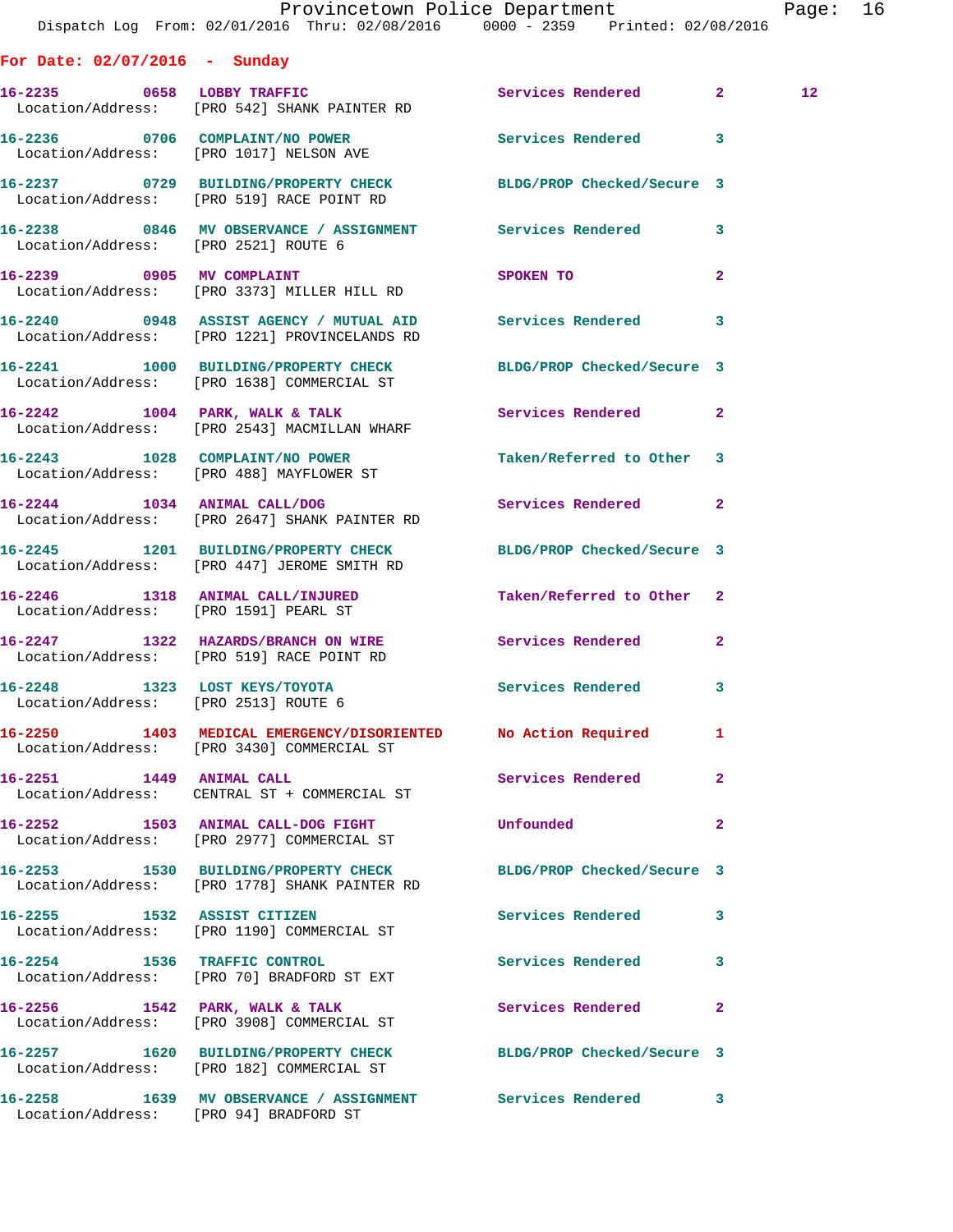**For Date: 02/07/2016 - Sunday**

| | | | | | |
|---|---|---|---|---|---|
| 16-2235 | 0658 | LOBBY TRAFFIC | Services Rendered | 2 | 12 |
| Location/Address: | [PRO 542] SHANK PAINTER RD | | | | |
| 16-2236 | 0706 | COMPLAINT/NO POWER | Services Rendered | 3 | |
| Location/Address: | [PRO 1017] NELSON AVE | | | | |
| 16-2237 | 0729 | BUILDING/PROPERTY CHECK | BLDG/PROP Checked/Secure | 3 | |
| Location/Address: | [PRO 519] RACE POINT RD | | | | |
| 16-2238 | 0846 | MV OBSERVANCE / ASSIGNMENT | Services Rendered | 3 | |
| Location/Address: | [PRO 2521] ROUTE 6 | | | | |
| 16-2239 | 0905 | MV COMPLAINT | SPOKEN TO | 2 | |
| Location/Address: | [PRO 3373] MILLER HILL RD | | | | |
| 16-2240 | 0948 | ASSIST AGENCY / MUTUAL AID | Services Rendered | 3 | |
| Location/Address: | [PRO 1221] PROVINCELANDS RD | | | | |
| 16-2241 | 1000 | BUILDING/PROPERTY CHECK | BLDG/PROP Checked/Secure | 3 | |
| Location/Address: | [PRO 1638] COMMERCIAL ST | | | | |
| 16-2242 | 1004 | PARK, WALK & TALK | Services Rendered | 2 | |
| Location/Address: | [PRO 2543] MACMILLAN WHARF | | | | |
| 16-2243 | 1028 | COMPLAINT/NO POWER | Taken/Referred to Other | 3 | |
| Location/Address: | [PRO 488] MAYFLOWER ST | | | | |
| 16-2244 | 1034 | ANIMAL CALL/DOG | Services Rendered | 2 | |
| Location/Address: | [PRO 2647] SHANK PAINTER RD | | | | |
| 16-2245 | 1201 | BUILDING/PROPERTY CHECK | BLDG/PROP Checked/Secure | 3 | |
| Location/Address: | [PRO 447] JEROME SMITH RD | | | | |
| 16-2246 | 1318 | ANIMAL CALL/INJURED | Taken/Referred to Other | 2 | |
| Location/Address: | [PRO 1591] PEARL ST | | | | |
| 16-2247 | 1322 | HAZARDS/BRANCH ON WIRE | Services Rendered | 2 | |
| Location/Address: | [PRO 519] RACE POINT RD | | | | |
| 16-2248 | 1323 | LOST KEYS/TOYOTA | Services Rendered | 3 | |
| Location/Address: | [PRO 2513] ROUTE 6 | | | | |
| 16-2250 | 1403 | MEDICAL EMERGENCY/DISORIENTED | No Action Required | 1 | |
| Location/Address: | [PRO 3430] COMMERCIAL ST | | | | |
| 16-2251 | 1449 | ANIMAL CALL | Services Rendered | 2 | |
| Location/Address: | CENTRAL ST + COMMERCIAL ST | | | | |
| 16-2252 | 1503 | ANIMAL CALL-DOG FIGHT | Unfounded | 2 | |
| Location/Address: | [PRO 2977] COMMERCIAL ST | | | | |
| 16-2253 | 1530 | BUILDING/PROPERTY CHECK | BLDG/PROP Checked/Secure | 3 | |
| Location/Address: | [PRO 1778] SHANK PAINTER RD | | | | |
| 16-2255 | 1532 | ASSIST CITIZEN | Services Rendered | 3 | |
| Location/Address: | [PRO 1190] COMMERCIAL ST | | | | |
| 16-2254 | 1536 | TRAFFIC CONTROL | Services Rendered | 3 | |
| Location/Address: | [PRO 70] BRADFORD ST EXT | | | | |
| 16-2256 | 1542 | PARK, WALK & TALK | Services Rendered | 2 | |
| Location/Address: | [PRO 3908] COMMERCIAL ST | | | | |
| 16-2257 | 1620 | BUILDING/PROPERTY CHECK | BLDG/PROP Checked/Secure | 3 | |
| Location/Address: | [PRO 182] COMMERCIAL ST | | | | |
| 16-2258 | 1639 | MV OBSERVANCE / ASSIGNMENT | Services Rendered | 3 | |
| Location/Address: | [PRO 94] BRADFORD ST | | | | |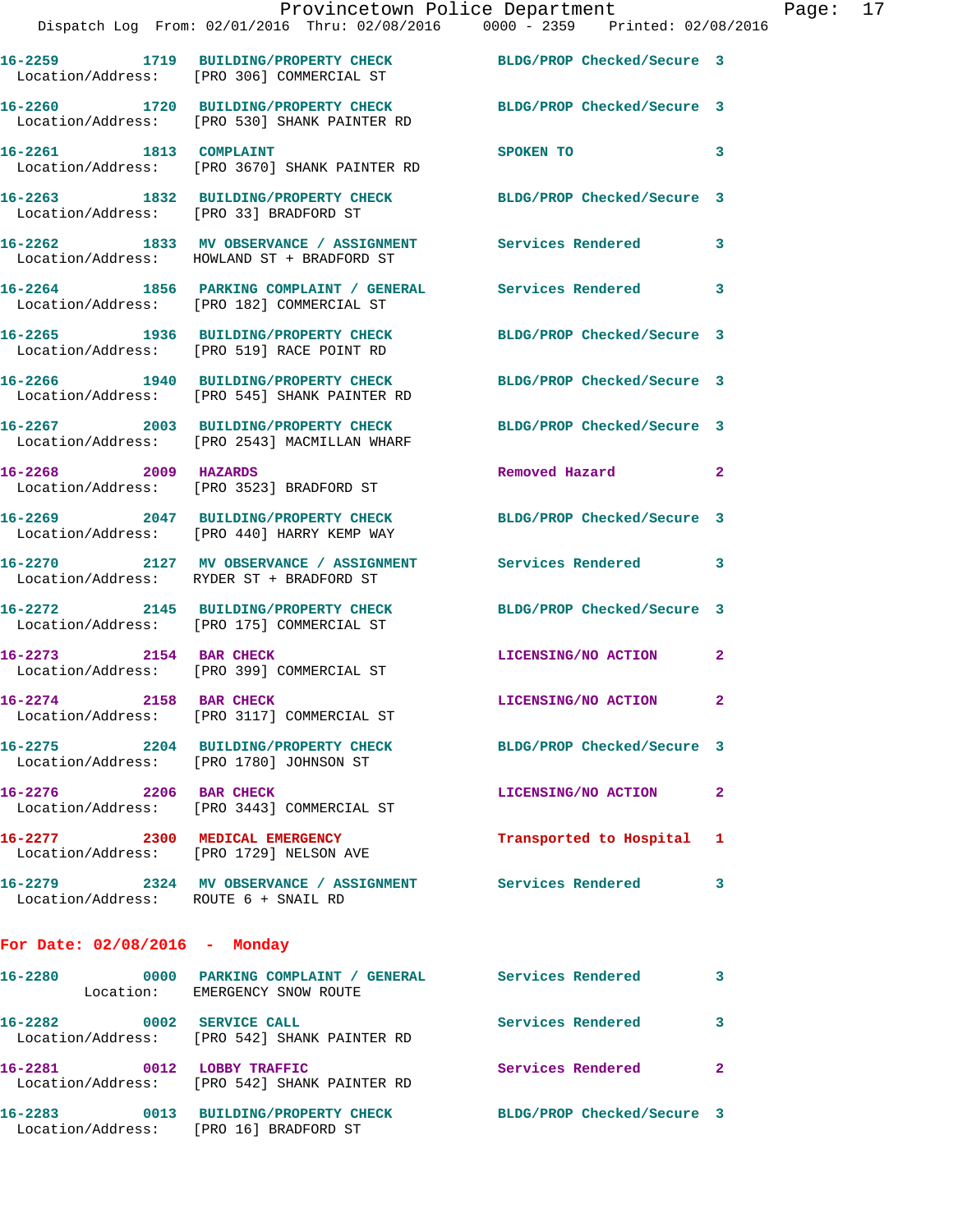16-2259 1719 BUILDING/PROPERTY CHECK BLDG/PROP Checked/Secure 3
Location/Address: [PRO 306] COMMERCIAL ST

16-2260 1720 BUILDING/PROPERTY CHECK BLDG/PROP Checked/Secure 3
Location/Address: [PRO 530] SHANK PAINTER RD

16-2261 1813 COMPLAINT SPOKEN TO 3
Location/Address: [PRO 3670] SHANK PAINTER RD

16-2263 1832 BUILDING/PROPERTY CHECK BLDG/PROP Checked/Secure 3
Location/Address: [PRO 33] BRADFORD ST

16-2262 1833 MV OBSERVANCE / ASSIGNMENT Services Rendered 3
Location/Address: HOWLAND ST + BRADFORD ST

16-2264 1856 PARKING COMPLAINT / GENERAL Services Rendered 3
Location/Address: [PRO 182] COMMERCIAL ST

16-2265 1936 BUILDING/PROPERTY CHECK BLDG/PROP Checked/Secure 3
Location/Address: [PRO 519] RACE POINT RD

16-2266 1940 BUILDING/PROPERTY CHECK BLDG/PROP Checked/Secure 3
Location/Address: [PRO 545] SHANK PAINTER RD

16-2267 2003 BUILDING/PROPERTY CHECK BLDG/PROP Checked/Secure 3
Location/Address: [PRO 2543] MACMILLAN WHARF

16-2268 2009 HAZARDS Removed Hazard 2
Location/Address: [PRO 3523] BRADFORD ST

16-2269 2047 BUILDING/PROPERTY CHECK BLDG/PROP Checked/Secure 3
Location/Address: [PRO 440] HARRY KEMP WAY

16-2270 2127 MV OBSERVANCE / ASSIGNMENT Services Rendered 3
Location/Address: RYDER ST + BRADFORD ST

16-2272 2145 BUILDING/PROPERTY CHECK BLDG/PROP Checked/Secure 3
Location/Address: [PRO 175] COMMERCIAL ST

16-2273 2154 BAR CHECK LICENSING/NO ACTION 2
Location/Address: [PRO 399] COMMERCIAL ST

16-2274 2158 BAR CHECK LICENSING/NO ACTION 2
Location/Address: [PRO 3117] COMMERCIAL ST

16-2275 2204 BUILDING/PROPERTY CHECK BLDG/PROP Checked/Secure 3
Location/Address: [PRO 1780] JOHNSON ST

16-2276 2206 BAR CHECK LICENSING/NO ACTION 2
Location/Address: [PRO 3443] COMMERCIAL ST

16-2277 2300 MEDICAL EMERGENCY Transported to Hospital 1
Location/Address: [PRO 1729] NELSON AVE

16-2279 2324 MV OBSERVANCE / ASSIGNMENT Services Rendered 3
Location/Address: ROUTE 6 + SNAIL RD

## For Date: 02/08/2016 - Monday

16-2280 0000 PARKING COMPLAINT / GENERAL Services Rendered 3
Location: EMERGENCY SNOW ROUTE

16-2282 0002 SERVICE CALL Services Rendered 3
Location/Address: [PRO 542] SHANK PAINTER RD

16-2281 0012 LOBBY TRAFFIC Services Rendered 2
Location/Address: [PRO 542] SHANK PAINTER RD

16-2283 0013 BUILDING/PROPERTY CHECK BLDG/PROP Checked/Secure 3
Location/Address: [PRO 16] BRADFORD ST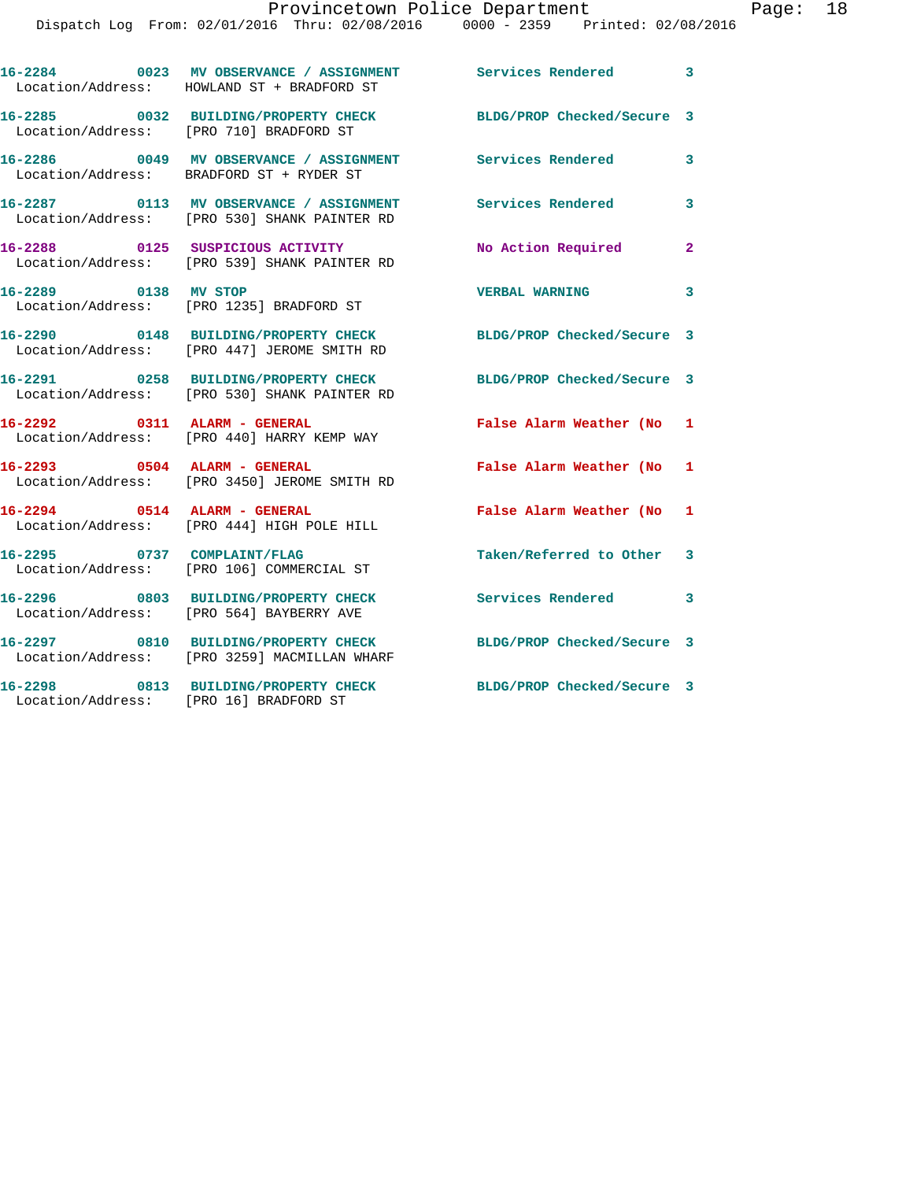| | | | | |
|---|---|---|---|---|
| 16-2284 | 0023 | MV OBSERVANCE / ASSIGNMENT | Services Rendered | 3 |
| Location/Address: | | HOWLAND ST + BRADFORD ST | | |
| 16-2285 | 0032 | BUILDING/PROPERTY CHECK | BLDG/PROP Checked/Secure | 3 |
| Location/Address: | | [PRO 710] BRADFORD ST | | |
| 16-2286 | 0049 | MV OBSERVANCE / ASSIGNMENT | Services Rendered | 3 |
| Location/Address: | | BRADFORD ST + RYDER ST | | |
| 16-2287 | 0113 | MV OBSERVANCE / ASSIGNMENT | Services Rendered | 3 |
| Location/Address: | | [PRO 530] SHANK PAINTER RD | | |
| 16-2288 | 0125 | SUSPICIOUS ACTIVITY | No Action Required | 2 |
| Location/Address: | | [PRO 539] SHANK PAINTER RD | | |
| 16-2289 | 0138 | MV STOP | VERBAL WARNING | 3 |
| Location/Address: | | [PRO 1235] BRADFORD ST | | |
| 16-2290 | 0148 | BUILDING/PROPERTY CHECK | BLDG/PROP Checked/Secure | 3 |
| Location/Address: | | [PRO 447] JEROME SMITH RD | | |
| 16-2291 | 0258 | BUILDING/PROPERTY CHECK | BLDG/PROP Checked/Secure | 3 |
| Location/Address: | | [PRO 530] SHANK PAINTER RD | | |
| 16-2292 | 0311 | ALARM - GENERAL | False Alarm Weather (No | 1 |
| Location/Address: | | [PRO 440] HARRY KEMP WAY | | |
| 16-2293 | 0504 | ALARM - GENERAL | False Alarm Weather (No | 1 |
| Location/Address: | | [PRO 3450] JEROME SMITH RD | | |
| 16-2294 | 0514 | ALARM - GENERAL | False Alarm Weather (No | 1 |
| Location/Address: | | [PRO 444] HIGH POLE HILL | | |
| 16-2295 | 0737 | COMPLAINT/FLAG | Taken/Referred to Other | 3 |
| Location/Address: | | [PRO 106] COMMERCIAL ST | | |
| 16-2296 | 0803 | BUILDING/PROPERTY CHECK | Services Rendered | 3 |
| Location/Address: | | [PRO 564] BAYBERRY AVE | | |
| 16-2297 | 0810 | BUILDING/PROPERTY CHECK | BLDG/PROP Checked/Secure | 3 |
| Location/Address: | | [PRO 3259] MACMILLAN WHARF | | |
| 16-2298 | 0813 | BUILDING/PROPERTY CHECK | BLDG/PROP Checked/Secure | 3 |
| Location/Address: | | [PRO 16] BRADFORD ST | | |